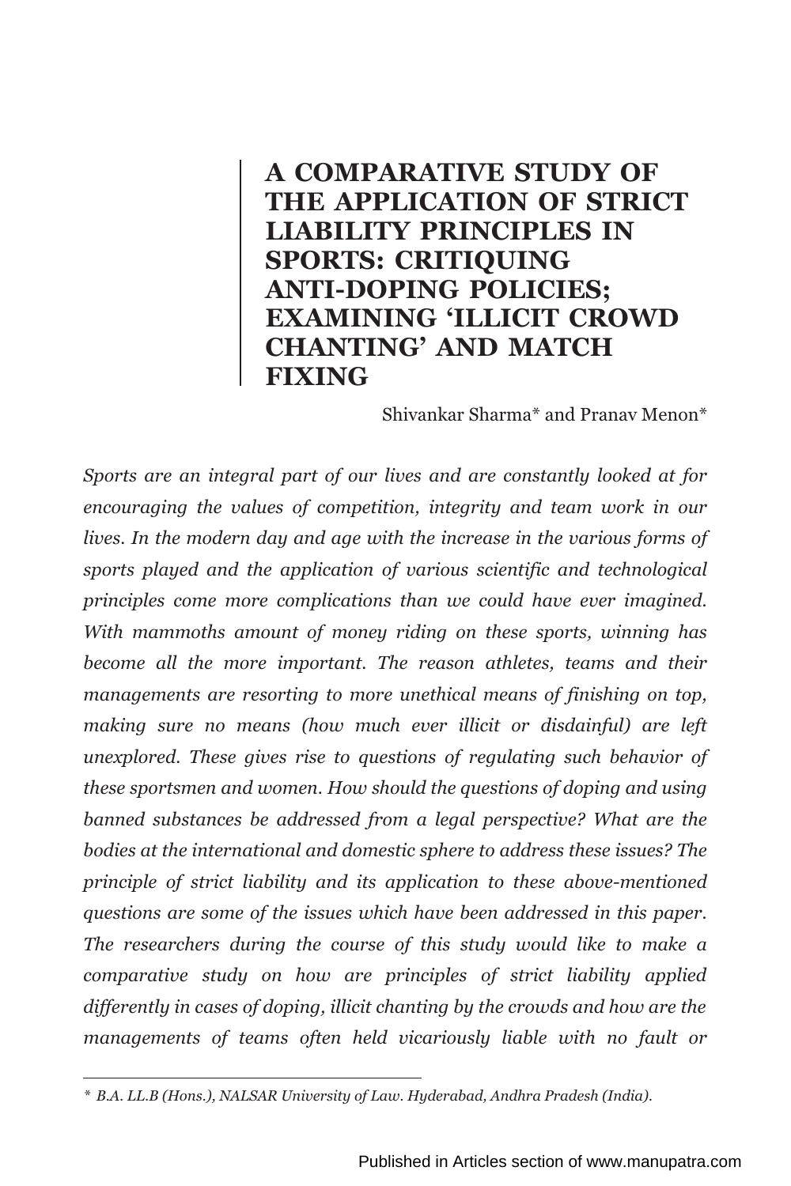# A COMPARATIVE STUDY OF THE APPLICATION OF STRICT LIABILITY PRINCIPLES IN SPORTS: CRITIQUING ANTI-DOPING POLICIES; EXAMINING 'ILLICIT CROWD CHANTING' AND MATCH FIXING

Shivankar Sharma* and Pranav Menon*

*Sports are an integral part of our lives and are constantly looked at for encouraging the values of competition, integrity and team work in our lives. In the modern day and age with the increase in the various forms of sports played and the application of various scientific and technological principles come more complications than we could have ever imagined. With mammoths amount of money riding on these sports, winning has become all the more important. The reason athletes, teams and their managements are resorting to more unethical means of finishing on top, making sure no means (how much ever illicit or disdainful) are left unexplored. These gives rise to questions of regulating such behavior of these sportsmen and women. How should the questions of doping and using banned substances be addressed from a legal perspective? What are the bodies at the international and domestic sphere to address these issues? The principle of strict liability and its application to these above-mentioned questions are some of the issues which have been addressed in this paper. The researchers during the course of this study would like to make a comparative study on how are principles of strict liability applied differently in cases of doping, illicit chanting by the crowds and how are the managements of teams often held vicariously liable with no fault or*

\* *B.A. LL.B (Hons.), NALSAR University of Law. Hyderabad, Andhra Pradesh (India).*

Published in Articles section of www.manupatra.com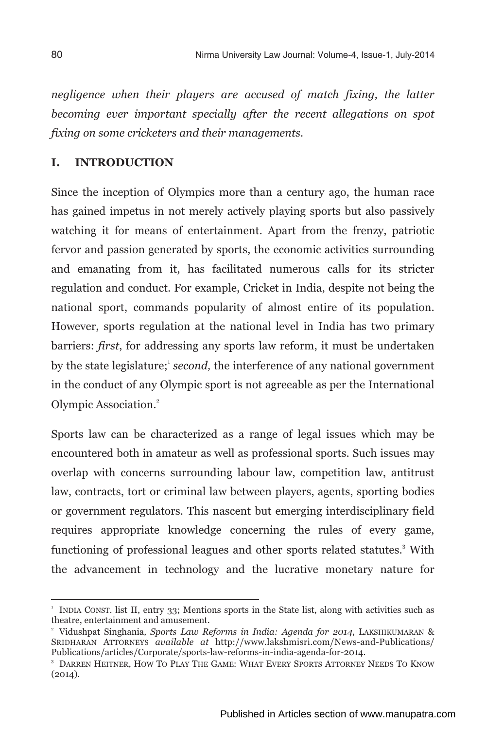*negligence when their players are accused of match fixing, the latter becoming ever important specially after the recent allegations on spot fixing on some cricketers and their managements.*

## I. INTRODUCTION

Since the inception of Olympics more than a century ago, the human race has gained impetus in not merely actively playing sports but also passively watching it for means of entertainment. Apart from the frenzy, patriotic fervor and passion generated by sports, the economic activities surrounding and emanating from it, has facilitated numerous calls for its stricter regulation and conduct. For example, Cricket in India, despite not being the national sport, commands popularity of almost entire of its population. However, sports regulation at the national level in India has two primary barriers: *first*, for addressing any sports law reform, it must be undertaken by the state legislature;[1] *second,* the interference of any national government in the conduct of any Olympic sport is not agreeable as per the International Olympic Association.[2]

Sports law can be characterized as a range of legal issues which may be encountered both in amateur as well as professional sports. Such issues may overlap with concerns surrounding labour law, competition law, antitrust law, contracts, tort or criminal law between players, agents, sporting bodies or government regulators. This nascent but emerging interdisciplinary field requires appropriate knowledge concerning the rules of every game, functioning of professional leagues and other sports related statutes.[3] With the advancement in technology and the lucrative monetary nature for

---

[1] INDIA CONST. list II, entry 33; Mentions sports in the State list, along with activities such as theatre, entertainment and amusement.

[2] Vidushpat Singhania, *Sports Law Reforms in India: Agenda for 2014*, LAKSHIKUMARAN & SRIDHARAN ATTORNEYS *available at* http://www.lakshmisri.com/News-and-Publications/Publications/articles/Corporate/sports-law-reforms-in-india-agenda-for-2014.

[3] DARREN HEITNER, HOW TO PLAY THE GAME: WHAT EVERY SPORTS ATTORNEY NEEDS TO KNOW (2014).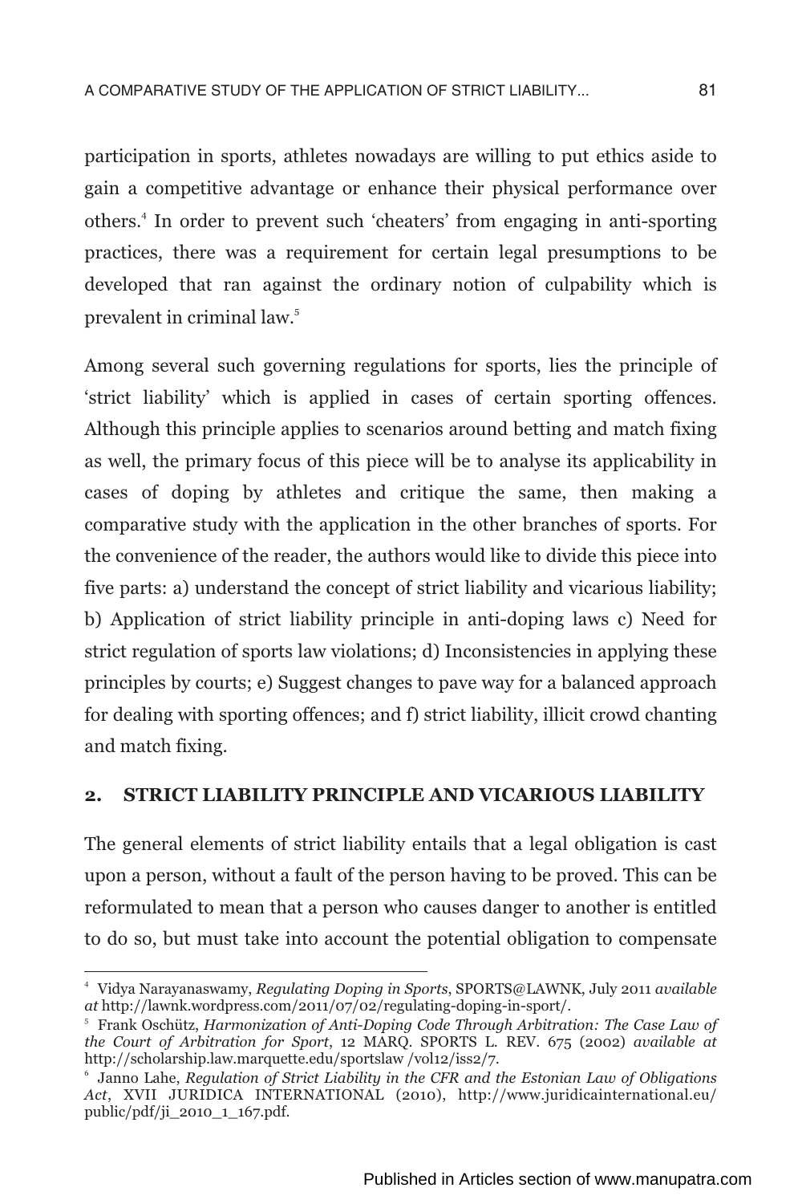participation in sports, athletes nowadays are willing to put ethics aside to gain a competitive advantage or enhance their physical performance over others.[4] In order to prevent such 'cheaters' from engaging in anti-sporting practices, there was a requirement for certain legal presumptions to be developed that ran against the ordinary notion of culpability which is prevalent in criminal law.[5]

Among several such governing regulations for sports, lies the principle of 'strict liability' which is applied in cases of certain sporting offences. Although this principle applies to scenarios around betting and match fixing as well, the primary focus of this piece will be to analyse its applicability in cases of doping by athletes and critique the same, then making a comparative study with the application in the other branches of sports. For the convenience of the reader, the authors would like to divide this piece into five parts: a) understand the concept of strict liability and vicarious liability; b) Application of strict liability principle in anti-doping laws c) Need for strict regulation of sports law violations; d) Inconsistencies in applying these principles by courts; e) Suggest changes to pave way for a balanced approach for dealing with sporting offences; and f) strict liability, illicit crowd chanting and match fixing.

## 2. STRICT LIABILITY PRINCIPLE AND VICARIOUS LIABILITY

The general elements of strict liability entails that a legal obligation is cast upon a person, without a fault of the person having to be proved. This can be reformulated to mean that a person who causes danger to another is entitled to do so, but must take into account the potential obligation to compensate

---

[4] Vidya Narayanaswamy, *Regulating Doping in Sports*, SPORTS@LAWNK, July 2011 *available at* http://lawnk.wordpress.com/2011/07/02/regulating-doping-in-sport/.

[5] Frank Oschütz, *Harmonization of Anti-Doping Code Through Arbitration: The Case Law of the Court of Arbitration for Sport*, 12 MARQ. SPORTS L. REV. 675 (2002) *available at* http://scholarship.law.marquette.edu/sportslaw /vol12/iss2/7.

[6] Janno Lahe, *Regulation of Strict Liability in the CFR and the Estonian Law of Obligations Act*, XVII JURIDICA INTERNATIONAL (2010), http://www.juridicainternational.eu/public/pdf/ji_2010_1_167.pdf.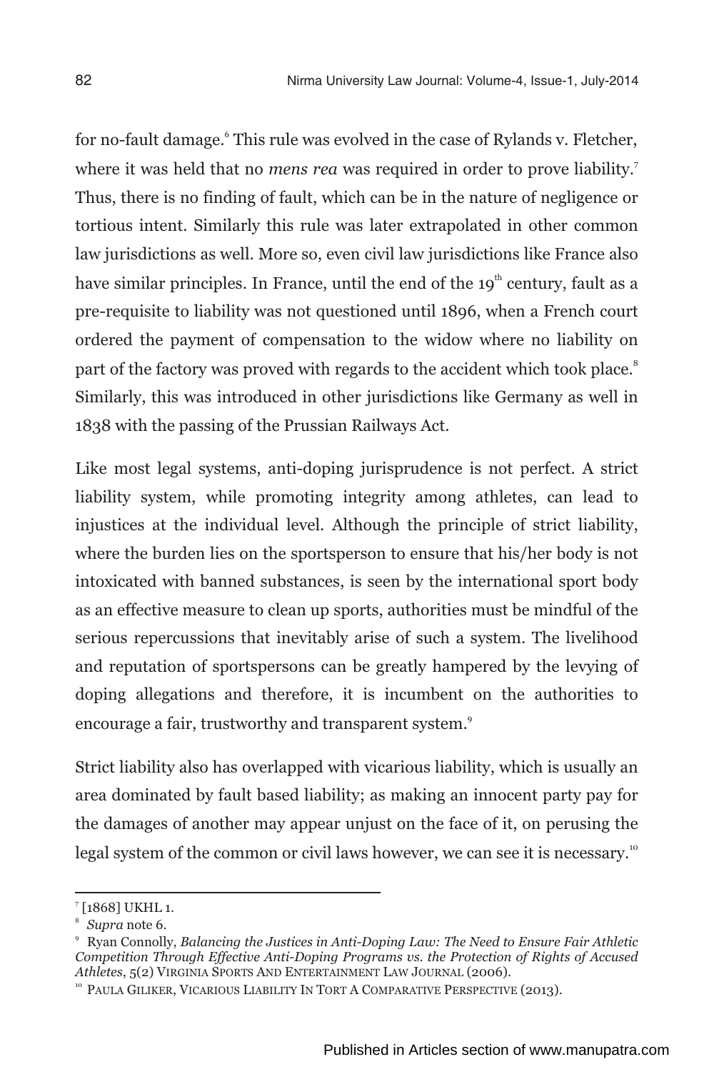for no-fault damage.[6] This rule was evolved in the case of Rylands v. Fletcher, where it was held that no *mens rea* was required in order to prove liability.[7] Thus, there is no finding of fault, which can be in the nature of negligence or tortious intent. Similarly this rule was later extrapolated in other common law jurisdictions as well. More so, even civil law jurisdictions like France also have similar principles. In France, until the end of the 19th century, fault as a pre-requisite to liability was not questioned until 1896, when a French court ordered the payment of compensation to the widow where no liability on part of the factory was proved with regards to the accident which took place.[8] Similarly, this was introduced in other jurisdictions like Germany as well in 1838 with the passing of the Prussian Railways Act.

Like most legal systems, anti-doping jurisprudence is not perfect. A strict liability system, while promoting integrity among athletes, can lead to injustices at the individual level. Although the principle of strict liability, where the burden lies on the sportsperson to ensure that his/her body is not intoxicated with banned substances, is seen by the international sport body as an effective measure to clean up sports, authorities must be mindful of the serious repercussions that inevitably arise of such a system. The livelihood and reputation of sportspersons can be greatly hampered by the levying of doping allegations and therefore, it is incumbent on the authorities to encourage a fair, trustworthy and transparent system.[9]

Strict liability also has overlapped with vicarious liability, which is usually an area dominated by fault based liability; as making an innocent party pay for the damages of another may appear unjust on the face of it, on perusing the legal system of the common or civil laws however, we can see it is necessary.[10]

---

[7] [1868] UKHL 1.

[8] *Supra* note 6.

[9] Ryan Connolly, *Balancing the Justices in Anti-Doping Law: The Need to Ensure Fair Athletic Competition Through Effective Anti-Doping Programs vs. the Protection of Rights of Accused Athletes*, 5(2) VIRGINIA SPORTS AND ENTERTAINMENT LAW JOURNAL (2006).

[10] PAULA GILIKER, VICARIOUS LIABILITY IN TORT A COMPARATIVE PERSPECTIVE (2013).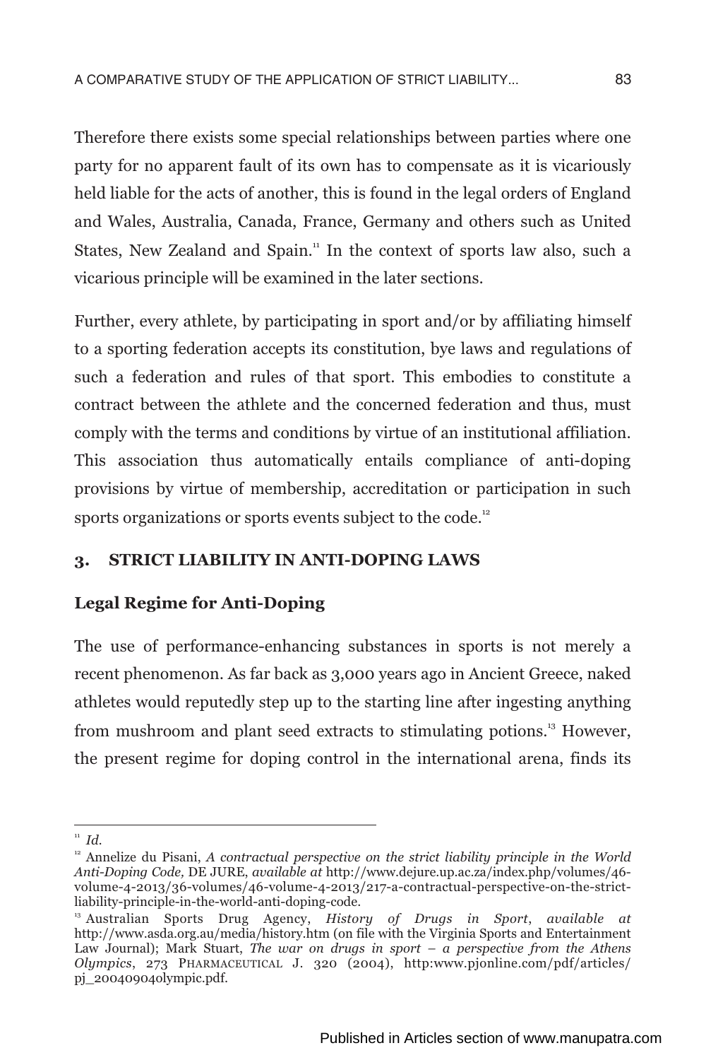Therefore there exists some special relationships between parties where one party for no apparent fault of its own has to compensate as it is vicariously held liable for the acts of another, this is found in the legal orders of England and Wales, Australia, Canada, France, Germany and others such as United States, New Zealand and Spain.[11] In the context of sports law also, such a vicarious principle will be examined in the later sections.

Further, every athlete, by participating in sport and/or by affiliating himself to a sporting federation accepts its constitution, bye laws and regulations of such a federation and rules of that sport. This embodies to constitute a contract between the athlete and the concerned federation and thus, must comply with the terms and conditions by virtue of an institutional affiliation. This association thus automatically entails compliance of anti-doping provisions by virtue of membership, accreditation or participation in such sports organizations or sports events subject to the code.[12]

## 3. STRICT LIABILITY IN ANTI-DOPING LAWS

### Legal Regime for Anti-Doping

The use of performance-enhancing substances in sports is not merely a recent phenomenon. As far back as 3,000 years ago in Ancient Greece, naked athletes would reputedly step up to the starting line after ingesting anything from mushroom and plant seed extracts to stimulating potions.[13] However, the present regime for doping control in the international arena, finds its

---

[11] *Id.*

[12] Annelize du Pisani, *A contractual perspective on the strict liability principle in the World Anti-Doping Code,* DE JURE, *available at* http://www.dejure.up.ac.za/index.php/volumes/46-volume-4-2013/36-volumes/46-volume-4-2013/217-a-contractual-perspective-on-the-strict-liability-principle-in-the-world-anti-doping-code.

[13] Australian Sports Drug Agency, *History of Drugs in Sport*, *available at* http://www.asda.org.au/media/history.htm (on file with the Virginia Sports and Entertainment Law Journal); Mark Stuart, *The war on drugs in sport – a perspective from the Athens Olympics*, 273 PHARMACEUTICAL J. 320 (2004), http:www.pjonline.com/pdf/articles/pj_20040904olympic.pdf.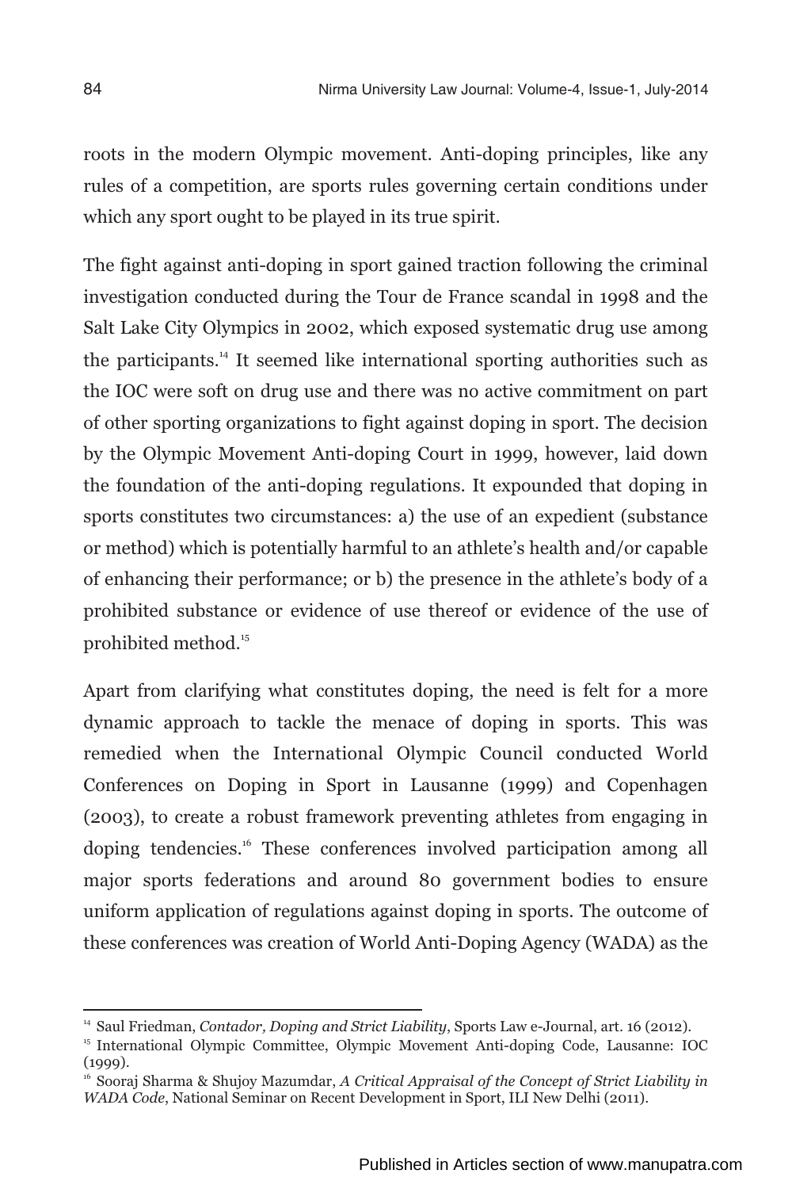roots in the modern Olympic movement. Anti-doping principles, like any rules of a competition, are sports rules governing certain conditions under which any sport ought to be played in its true spirit.

The fight against anti-doping in sport gained traction following the criminal investigation conducted during the Tour de France scandal in 1998 and the Salt Lake City Olympics in 2002, which exposed systematic drug use among the participants.[14] It seemed like international sporting authorities such as the IOC were soft on drug use and there was no active commitment on part of other sporting organizations to fight against doping in sport. The decision by the Olympic Movement Anti-doping Court in 1999, however, laid down the foundation of the anti-doping regulations. It expounded that doping in sports constitutes two circumstances: a) the use of an expedient (substance or method) which is potentially harmful to an athlete's health and/or capable of enhancing their performance; or b) the presence in the athlete's body of a prohibited substance or evidence of use thereof or evidence of the use of prohibited method.[15]

Apart from clarifying what constitutes doping, the need is felt for a more dynamic approach to tackle the menace of doping in sports. This was remedied when the International Olympic Council conducted World Conferences on Doping in Sport in Lausanne (1999) and Copenhagen (2003), to create a robust framework preventing athletes from engaging in doping tendencies.[16] These conferences involved participation among all major sports federations and around 80 government bodies to ensure uniform application of regulations against doping in sports. The outcome of these conferences was creation of World Anti-Doping Agency (WADA) as the

---

[14] Saul Friedman, *Contador, Doping and Strict Liability*, Sports Law e-Journal, art. 16 (2012).

[15] International Olympic Committee, Olympic Movement Anti-doping Code, Lausanne: IOC (1999).

[16] Sooraj Sharma & Shujoy Mazumdar, *A Critical Appraisal of the Concept of Strict Liability in WADA Code*, National Seminar on Recent Development in Sport, ILI New Delhi (2011).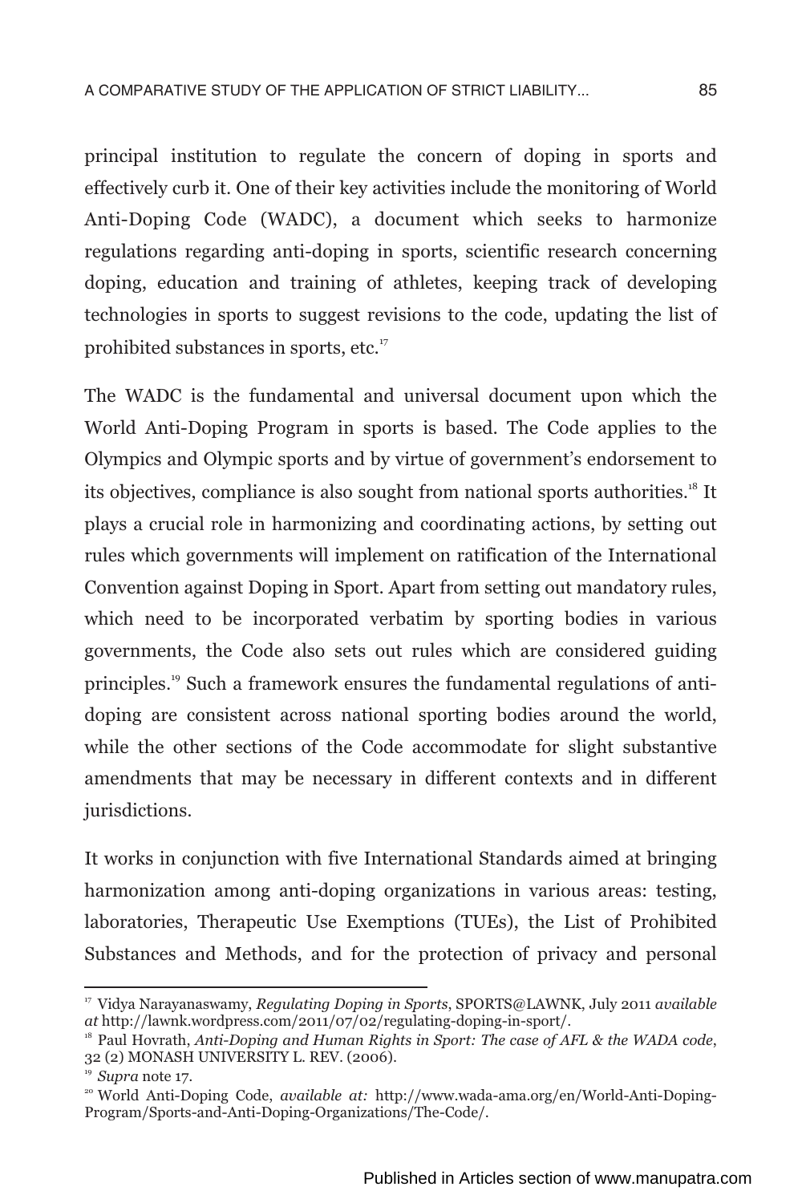principal institution to regulate the concern of doping in sports and effectively curb it. One of their key activities include the monitoring of World Anti-Doping Code (WADC), a document which seeks to harmonize regulations regarding anti-doping in sports, scientific research concerning doping, education and training of athletes, keeping track of developing technologies in sports to suggest revisions to the code, updating the list of prohibited substances in sports, etc.[17]

The WADC is the fundamental and universal document upon which the World Anti-Doping Program in sports is based. The Code applies to the Olympics and Olympic sports and by virtue of government's endorsement to its objectives, compliance is also sought from national sports authorities.[18] It plays a crucial role in harmonizing and coordinating actions, by setting out rules which governments will implement on ratification of the International Convention against Doping in Sport. Apart from setting out mandatory rules, which need to be incorporated verbatim by sporting bodies in various governments, the Code also sets out rules which are considered guiding principles.[19] Such a framework ensures the fundamental regulations of anti-doping are consistent across national sporting bodies around the world, while the other sections of the Code accommodate for slight substantive amendments that may be necessary in different contexts and in different jurisdictions.

It works in conjunction with five International Standards aimed at bringing harmonization among anti-doping organizations in various areas: testing, laboratories, Therapeutic Use Exemptions (TUEs), the List of Prohibited Substances and Methods, and for the protection of privacy and personal

---

[17] Vidya Narayanaswamy, *Regulating Doping in Sports*, SPORTS@LAWNK, July 2011 *available at* http://lawnk.wordpress.com/2011/07/02/regulating-doping-in-sport/.

[18] Paul Hovrath, *Anti-Doping and Human Rights in Sport: The case of AFL & the WADA code*, 32 (2) MONASH UNIVERSITY L. REV. (2006).

[19] *Supra* note 17.

[20] World Anti-Doping Code, *available at:* http://www.wada-ama.org/en/World-Anti-Doping-Program/Sports-and-Anti-Doping-Organizations/The-Code/.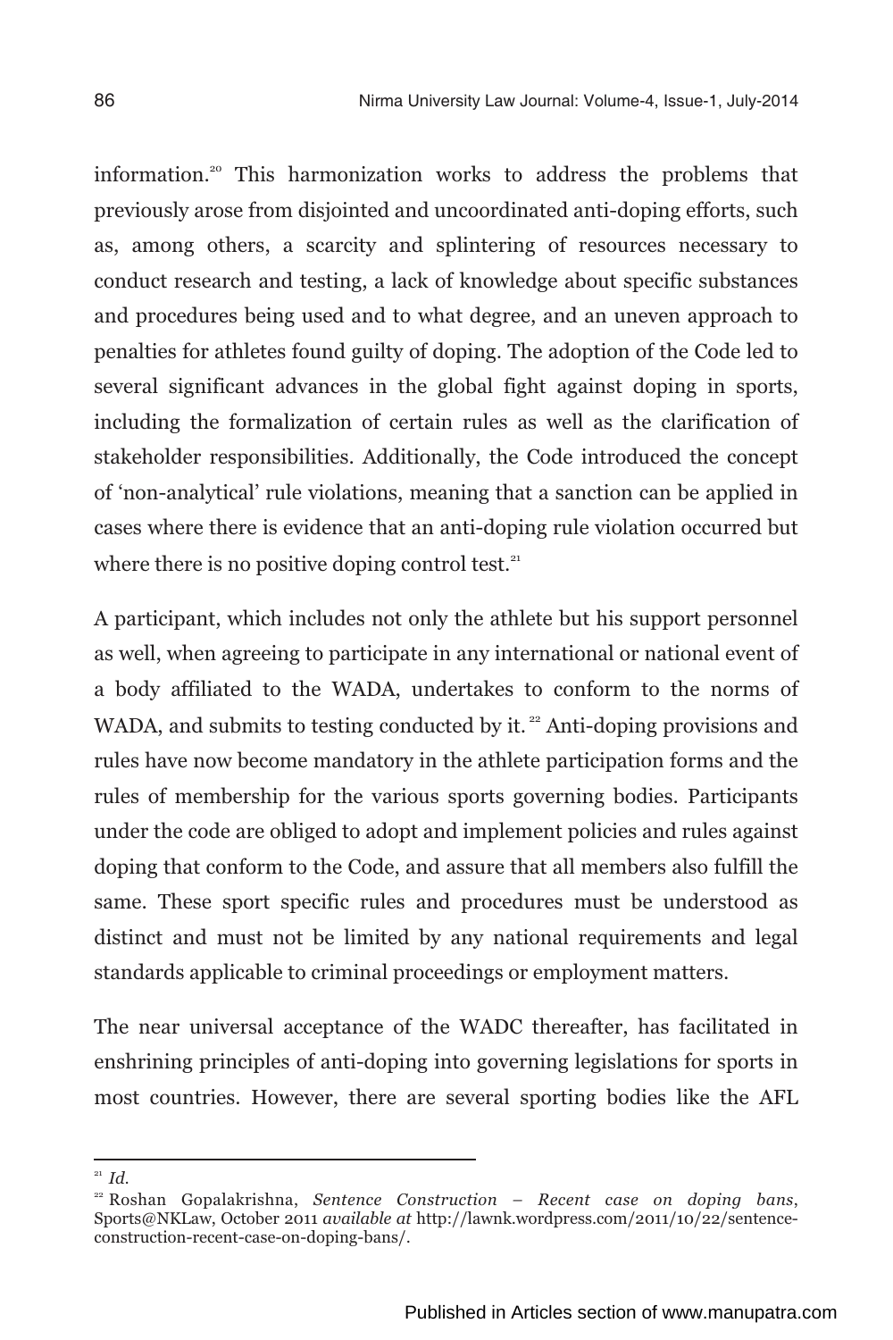information.[20] This harmonization works to address the problems that previously arose from disjointed and uncoordinated anti-doping efforts, such as, among others, a scarcity and splintering of resources necessary to conduct research and testing, a lack of knowledge about specific substances and procedures being used and to what degree, and an uneven approach to penalties for athletes found guilty of doping. The adoption of the Code led to several significant advances in the global fight against doping in sports, including the formalization of certain rules as well as the clarification of stakeholder responsibilities. Additionally, the Code introduced the concept of 'non-analytical' rule violations, meaning that a sanction can be applied in cases where there is evidence that an anti-doping rule violation occurred but where there is no positive doping control test.[21]

A participant, which includes not only the athlete but his support personnel as well, when agreeing to participate in any international or national event of a body affiliated to the WADA, undertakes to conform to the norms of WADA, and submits to testing conducted by it.[22] Anti-doping provisions and rules have now become mandatory in the athlete participation forms and the rules of membership for the various sports governing bodies. Participants under the code are obliged to adopt and implement policies and rules against doping that conform to the Code, and assure that all members also fulfill the same. These sport specific rules and procedures must be understood as distinct and must not be limited by any national requirements and legal standards applicable to criminal proceedings or employment matters.

The near universal acceptance of the WADC thereafter, has facilitated in enshrining principles of anti-doping into governing legislations for sports in most countries. However, there are several sporting bodies like the AFL

---

[21] *Id.*

[22] Roshan Gopalakrishna, *Sentence Construction – Recent case on doping bans*, Sports@NKLaw, October 2011 *available at* http://lawnk.wordpress.com/2011/10/22/sentence-construction-recent-case-on-doping-bans/.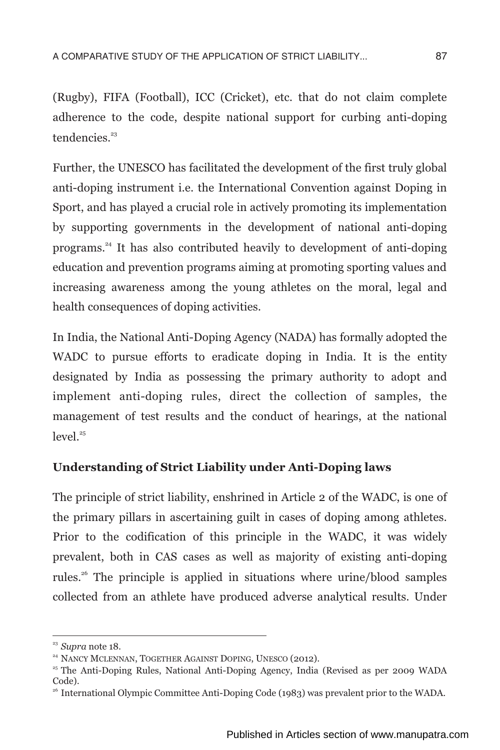(Rugby), FIFA (Football), ICC (Cricket), etc. that do not claim complete adherence to the code, despite national support for curbing anti-doping tendencies.[23]

Further, the UNESCO has facilitated the development of the first truly global anti-doping instrument i.e. the International Convention against Doping in Sport, and has played a crucial role in actively promoting its implementation by supporting governments in the development of national anti-doping programs.[24] It has also contributed heavily to development of anti-doping education and prevention programs aiming at promoting sporting values and increasing awareness among the young athletes on the moral, legal and health consequences of doping activities.

In India, the National Anti-Doping Agency (NADA) has formally adopted the WADC to pursue efforts to eradicate doping in India. It is the entity designated by India as possessing the primary authority to adopt and implement anti-doping rules, direct the collection of samples, the management of test results and the conduct of hearings, at the national level.[25]

### Understanding of Strict Liability under Anti-Doping laws

The principle of strict liability, enshrined in Article 2 of the WADC, is one of the primary pillars in ascertaining guilt in cases of doping among athletes. Prior to the codification of this principle in the WADC, it was widely prevalent, both in CAS cases as well as majority of existing anti-doping rules.[26] The principle is applied in situations where urine/blood samples collected from an athlete have produced adverse analytical results. Under

---

[23] *Supra* note 18.

[24] Nancy Mclennan, Together Against Doping, UNESCO (2012).

[25] The Anti-Doping Rules, National Anti-Doping Agency, India (Revised as per 2009 WADA Code).

[26] International Olympic Committee Anti-Doping Code (1983) was prevalent prior to the WADA.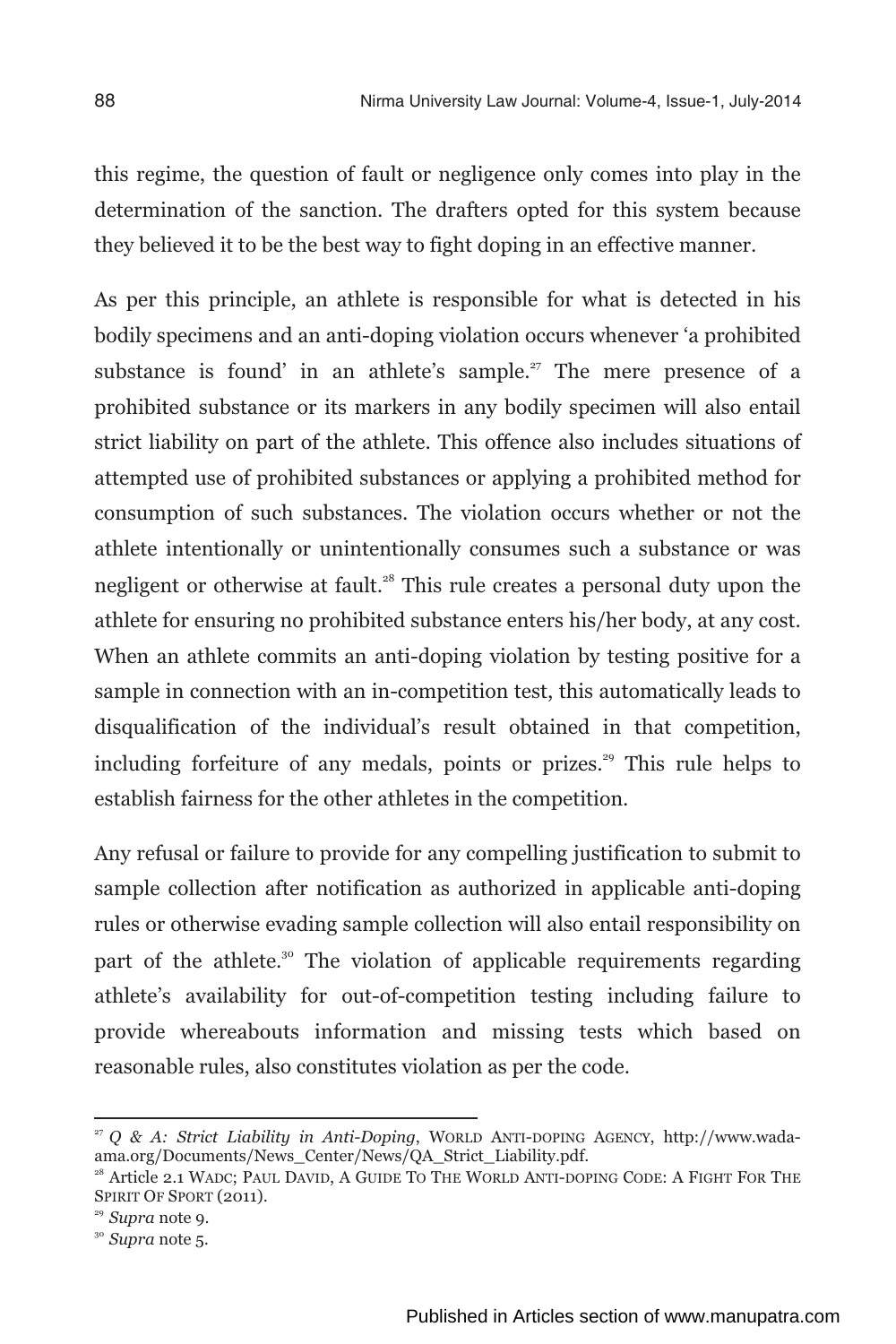this regime, the question of fault or negligence only comes into play in the determination of the sanction. The drafters opted for this system because they believed it to be the best way to fight doping in an effective manner.

As per this principle, an athlete is responsible for what is detected in his bodily specimens and an anti-doping violation occurs whenever 'a prohibited substance is found' in an athlete's sample.[27] The mere presence of a prohibited substance or its markers in any bodily specimen will also entail strict liability on part of the athlete. This offence also includes situations of attempted use of prohibited substances or applying a prohibited method for consumption of such substances. The violation occurs whether or not the athlete intentionally or unintentionally consumes such a substance or was negligent or otherwise at fault.[28] This rule creates a personal duty upon the athlete for ensuring no prohibited substance enters his/her body, at any cost. When an athlete commits an anti-doping violation by testing positive for a sample in connection with an in-competition test, this automatically leads to disqualification of the individual's result obtained in that competition, including forfeiture of any medals, points or prizes.[29] This rule helps to establish fairness for the other athletes in the competition.

Any refusal or failure to provide for any compelling justification to submit to sample collection after notification as authorized in applicable anti-doping rules or otherwise evading sample collection will also entail responsibility on part of the athlete.[30] The violation of applicable requirements regarding athlete's availability for out-of-competition testing including failure to provide whereabouts information and missing tests which based on reasonable rules, also constitutes violation as per the code.

---

[27] *Q & A: Strict Liability in Anti-Doping*, World Anti-doping Agency, http://www.wada-ama.org/Documents/News_Center/News/QA_Strict_Liability.pdf.

[28] Article 2.1 WADC; Paul David, A Guide To The World Anti-doping Code: A Fight For The Spirit Of Sport (2011).

[29] *Supra* note 9.

[30] *Supra* note 5.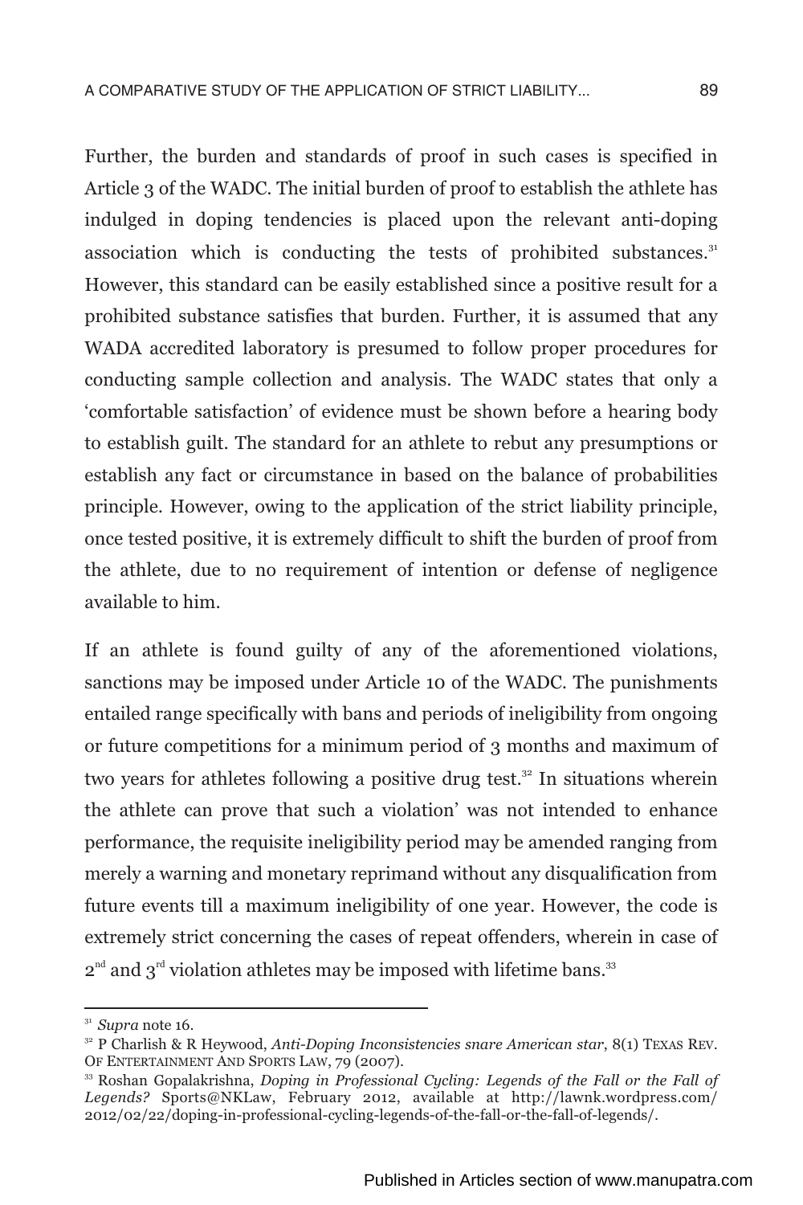Further, the burden and standards of proof in such cases is specified in Article 3 of the WADC. The initial burden of proof to establish the athlete has indulged in doping tendencies is placed upon the relevant anti-doping association which is conducting the tests of prohibited substances.[31] However, this standard can be easily established since a positive result for a prohibited substance satisfies that burden. Further, it is assumed that any WADA accredited laboratory is presumed to follow proper procedures for conducting sample collection and analysis. The WADC states that only a 'comfortable satisfaction' of evidence must be shown before a hearing body to establish guilt. The standard for an athlete to rebut any presumptions or establish any fact or circumstance in based on the balance of probabilities principle. However, owing to the application of the strict liability principle, once tested positive, it is extremely difficult to shift the burden of proof from the athlete, due to no requirement of intention or defense of negligence available to him.

If an athlete is found guilty of any of the aforementioned violations, sanctions may be imposed under Article 10 of the WADC. The punishments entailed range specifically with bans and periods of ineligibility from ongoing or future competitions for a minimum period of 3 months and maximum of two years for athletes following a positive drug test.[32] In situations wherein the athlete can prove that such a violation' was not intended to enhance performance, the requisite ineligibility period may be amended ranging from merely a warning and monetary reprimand without any disqualification from future events till a maximum ineligibility of one year. However, the code is extremely strict concerning the cases of repeat offenders, wherein in case of 2nd and 3rd violation athletes may be imposed with lifetime bans.[33]

---

[31] *Supra* note 16.

[32] P Charlish & R Heywood, *Anti-Doping Inconsistencies snare American star*, 8(1) TEXAS REV. OF ENTERTAINMENT AND SPORTS LAW, 79 (2007).

[33] Roshan Gopalakrishna, *Doping in Professional Cycling: Legends of the Fall or the Fall of Legends?* Sports@NKLaw, February 2012, available at http://lawnk.wordpress.com/2012/02/22/doping-in-professional-cycling-legends-of-the-fall-or-the-fall-of-legends/.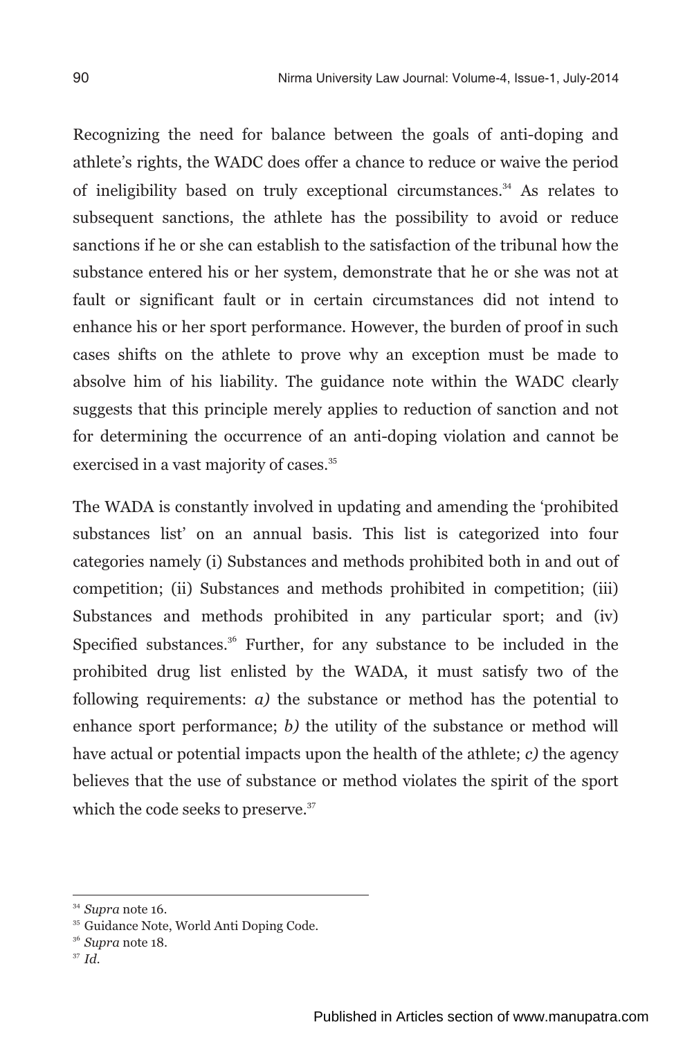Recognizing the need for balance between the goals of anti-doping and athlete's rights, the WADC does offer a chance to reduce or waive the period of ineligibility based on truly exceptional circumstances.[34] As relates to subsequent sanctions, the athlete has the possibility to avoid or reduce sanctions if he or she can establish to the satisfaction of the tribunal how the substance entered his or her system, demonstrate that he or she was not at fault or significant fault or in certain circumstances did not intend to enhance his or her sport performance. However, the burden of proof in such cases shifts on the athlete to prove why an exception must be made to absolve him of his liability. The guidance note within the WADC clearly suggests that this principle merely applies to reduction of sanction and not for determining the occurrence of an anti-doping violation and cannot be exercised in a vast majority of cases.[35]

The WADA is constantly involved in updating and amending the 'prohibited substances list' on an annual basis. This list is categorized into four categories namely (i) Substances and methods prohibited both in and out of competition; (ii) Substances and methods prohibited in competition; (iii) Substances and methods prohibited in any particular sport; and (iv) Specified substances.[36] Further, for any substance to be included in the prohibited drug list enlisted by the WADA, it must satisfy two of the following requirements: *a)* the substance or method has the potential to enhance sport performance; *b)* the utility of the substance or method will have actual or potential impacts upon the health of the athlete; *c)* the agency believes that the use of substance or method violates the spirit of the sport which the code seeks to preserve.[37]

---

[34] *Supra* note 16.

[35] Guidance Note, World Anti Doping Code.

[36] *Supra* note 18.

[37] *Id.*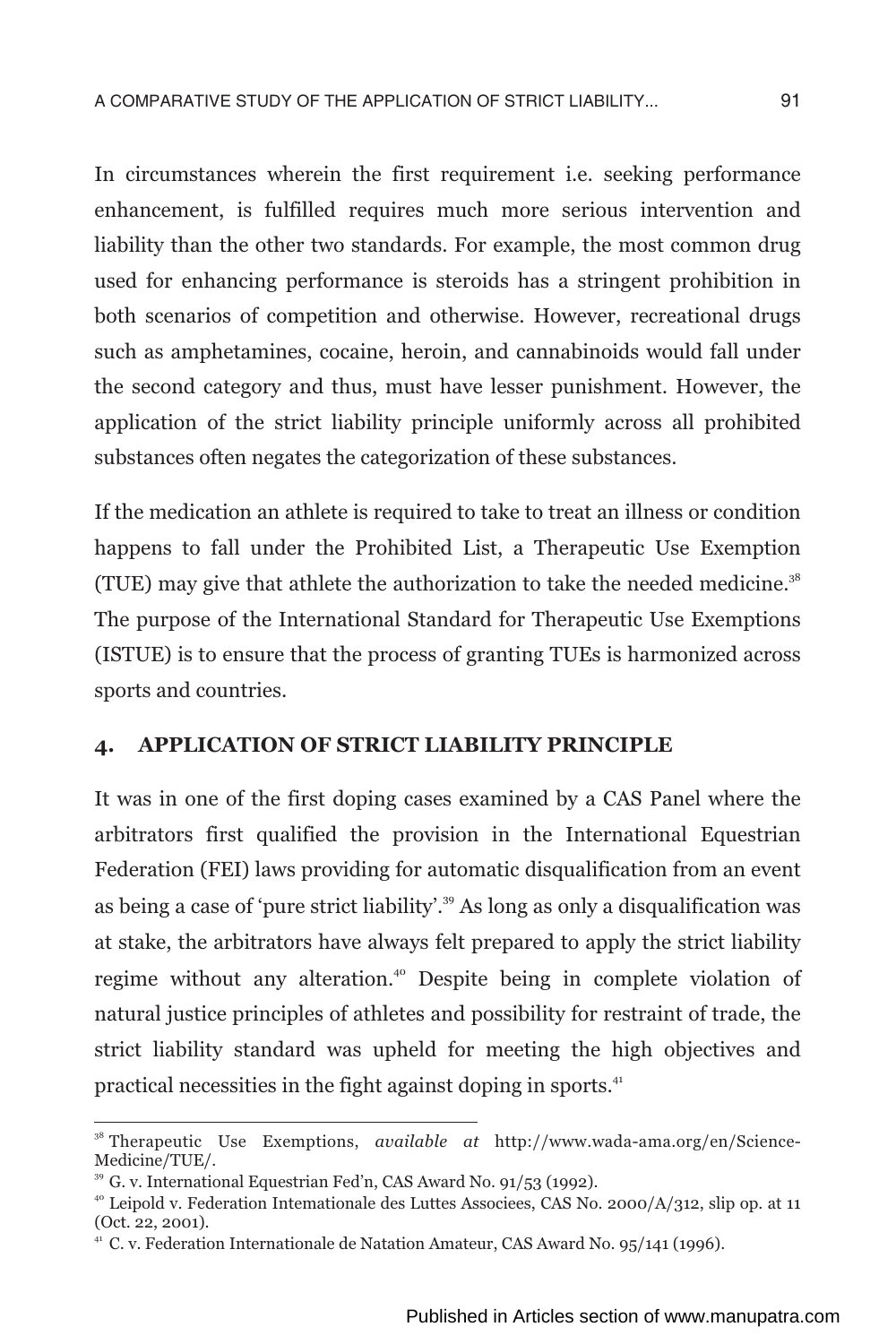In circumstances wherein the first requirement i.e. seeking performance enhancement, is fulfilled requires much more serious intervention and liability than the other two standards. For example, the most common drug used for enhancing performance is steroids has a stringent prohibition in both scenarios of competition and otherwise. However, recreational drugs such as amphetamines, cocaine, heroin, and cannabinoids would fall under the second category and thus, must have lesser punishment. However, the application of the strict liability principle uniformly across all prohibited substances often negates the categorization of these substances.

If the medication an athlete is required to take to treat an illness or condition happens to fall under the Prohibited List, a Therapeutic Use Exemption (TUE) may give that athlete the authorization to take the needed medicine.[38] The purpose of the International Standard for Therapeutic Use Exemptions (ISTUE) is to ensure that the process of granting TUEs is harmonized across sports and countries.

## 4. APPLICATION OF STRICT LIABILITY PRINCIPLE

It was in one of the first doping cases examined by a CAS Panel where the arbitrators first qualified the provision in the International Equestrian Federation (FEI) laws providing for automatic disqualification from an event as being a case of 'pure strict liability'.[39] As long as only a disqualification was at stake, the arbitrators have always felt prepared to apply the strict liability regime without any alteration.[40] Despite being in complete violation of natural justice principles of athletes and possibility for restraint of trade, the strict liability standard was upheld for meeting the high objectives and practical necessities in the fight against doping in sports.[41]

---

[38] Therapeutic Use Exemptions, *available at* http://www.wada-ama.org/en/Science-Medicine/TUE/.

[39] G. v. International Equestrian Fed'n, CAS Award No. 91/53 (1992).

[40] Leipold v. Federation Intemationale des Luttes Associees, CAS No. 2000/A/312, slip op. at 11 (Oct. 22, 2001).

[41] C. v. Federation Internationale de Natation Amateur, CAS Award No. 95/141 (1996).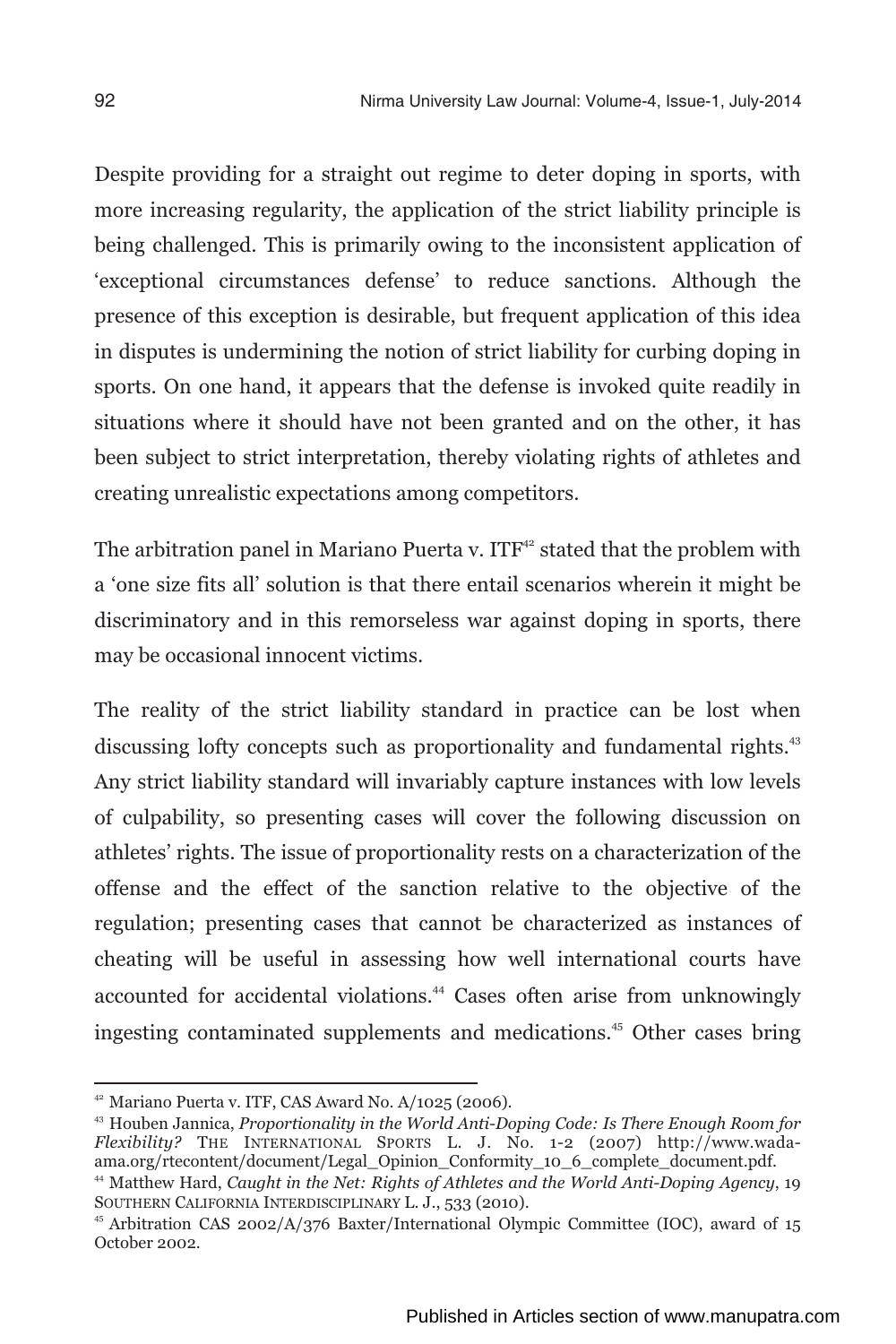Despite providing for a straight out regime to deter doping in sports, with more increasing regularity, the application of the strict liability principle is being challenged. This is primarily owing to the inconsistent application of 'exceptional circumstances defense' to reduce sanctions. Although the presence of this exception is desirable, but frequent application of this idea in disputes is undermining the notion of strict liability for curbing doping in sports. On one hand, it appears that the defense is invoked quite readily in situations where it should have not been granted and on the other, it has been subject to strict interpretation, thereby violating rights of athletes and creating unrealistic expectations among competitors.

The arbitration panel in Mariano Puerta v. ITF[42] stated that the problem with a 'one size fits all' solution is that there entail scenarios wherein it might be discriminatory and in this remorseless war against doping in sports, there may be occasional innocent victims.

The reality of the strict liability standard in practice can be lost when discussing lofty concepts such as proportionality and fundamental rights.[43] Any strict liability standard will invariably capture instances with low levels of culpability, so presenting cases will cover the following discussion on athletes' rights. The issue of proportionality rests on a characterization of the offense and the effect of the sanction relative to the objective of the regulation; presenting cases that cannot be characterized as instances of cheating will be useful in assessing how well international courts have accounted for accidental violations.[44] Cases often arise from unknowingly ingesting contaminated supplements and medications.[45] Other cases bring

---

[42] Mariano Puerta v. ITF, CAS Award No. A/1025 (2006).

[43] Houben Jannica, *Proportionality in the World Anti-Doping Code: Is There Enough Room for Flexibility?* THE INTERNATIONAL SPORTS L. J. No. 1-2 (2007) http://www.wada-ama.org/rtecontent/document/Legal_Opinion_Conformity_10_6_complete_document.pdf.

[44] Matthew Hard, *Caught in the Net: Rights of Athletes and the World Anti-Doping Agency*, 19 SOUTHERN CALIFORNIA INTERDISCIPLINARY L. J., 533 (2010).

[45] Arbitration CAS 2002/A/376 Baxter/International Olympic Committee (IOC), award of 15 October 2002.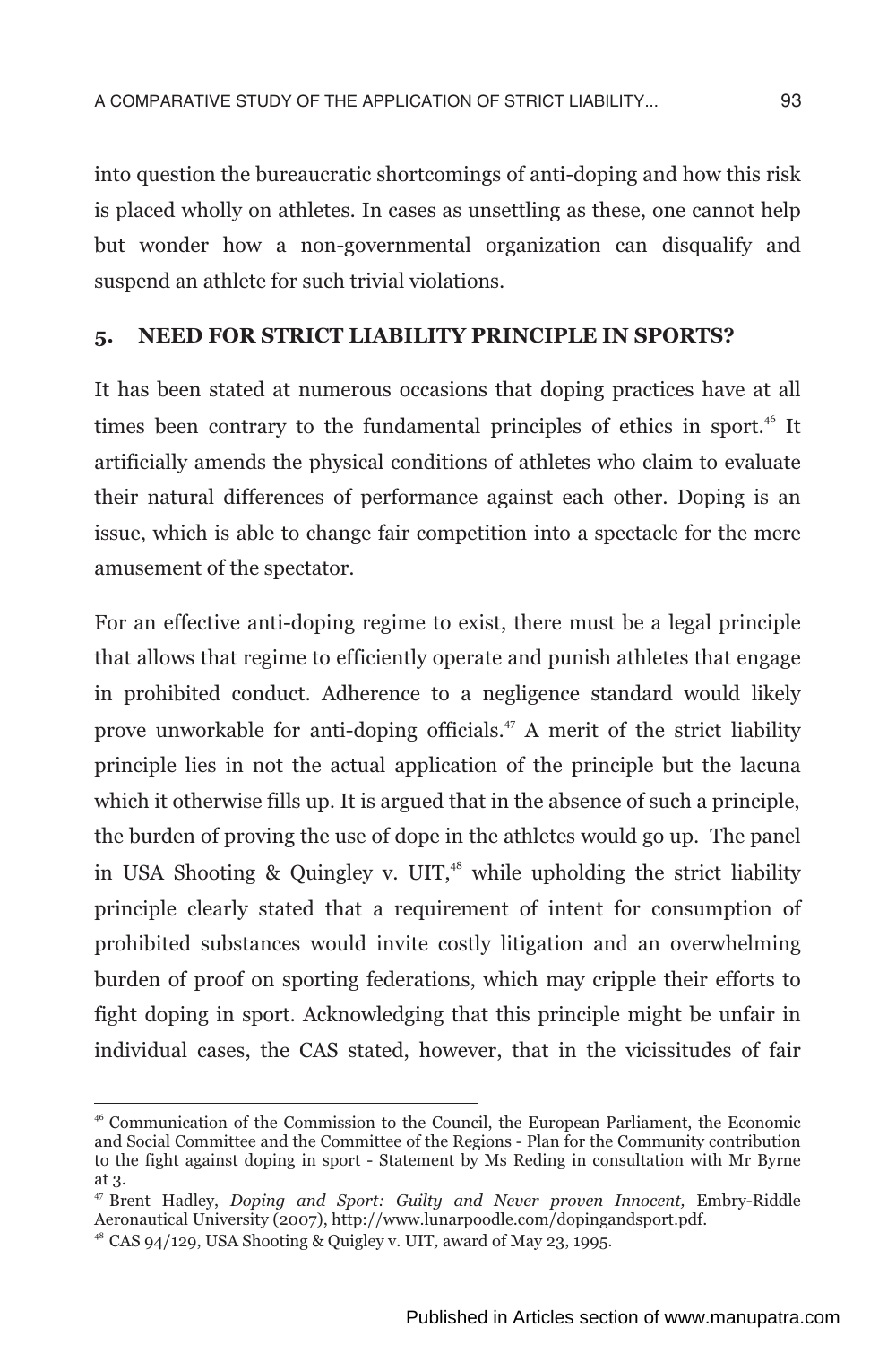into question the bureaucratic shortcomings of anti-doping and how this risk is placed wholly on athletes. In cases as unsettling as these, one cannot help but wonder how a non-governmental organization can disqualify and suspend an athlete for such trivial violations.

## 5. NEED FOR STRICT LIABILITY PRINCIPLE IN SPORTS?

It has been stated at numerous occasions that doping practices have at all times been contrary to the fundamental principles of ethics in sport.[46] It artificially amends the physical conditions of athletes who claim to evaluate their natural differences of performance against each other. Doping is an issue, which is able to change fair competition into a spectacle for the mere amusement of the spectator.

For an effective anti-doping regime to exist, there must be a legal principle that allows that regime to efficiently operate and punish athletes that engage in prohibited conduct. Adherence to a negligence standard would likely prove unworkable for anti-doping officials.[47] A merit of the strict liability principle lies in not the actual application of the principle but the lacuna which it otherwise fills up. It is argued that in the absence of such a principle, the burden of proving the use of dope in the athletes would go up. The panel in USA Shooting & Quingley v. UIT,[48] while upholding the strict liability principle clearly stated that a requirement of intent for consumption of prohibited substances would invite costly litigation and an overwhelming burden of proof on sporting federations, which may cripple their efforts to fight doping in sport. Acknowledging that this principle might be unfair in individual cases, the CAS stated, however, that in the vicissitudes of fair

---

[46] Communication of the Commission to the Council, the European Parliament, the Economic and Social Committee and the Committee of the Regions - Plan for the Community contribution to the fight against doping in sport - Statement by Ms Reding in consultation with Mr Byrne at 3.

[47] Brent Hadley, *Doping and Sport: Guilty and Never proven Innocent,* Embry-Riddle Aeronautical University (2007), http://www.lunarpoodle.com/dopingandsport.pdf.

[48] CAS 94/129, USA Shooting & Quigley v. UIT*,* award of May 23, 1995.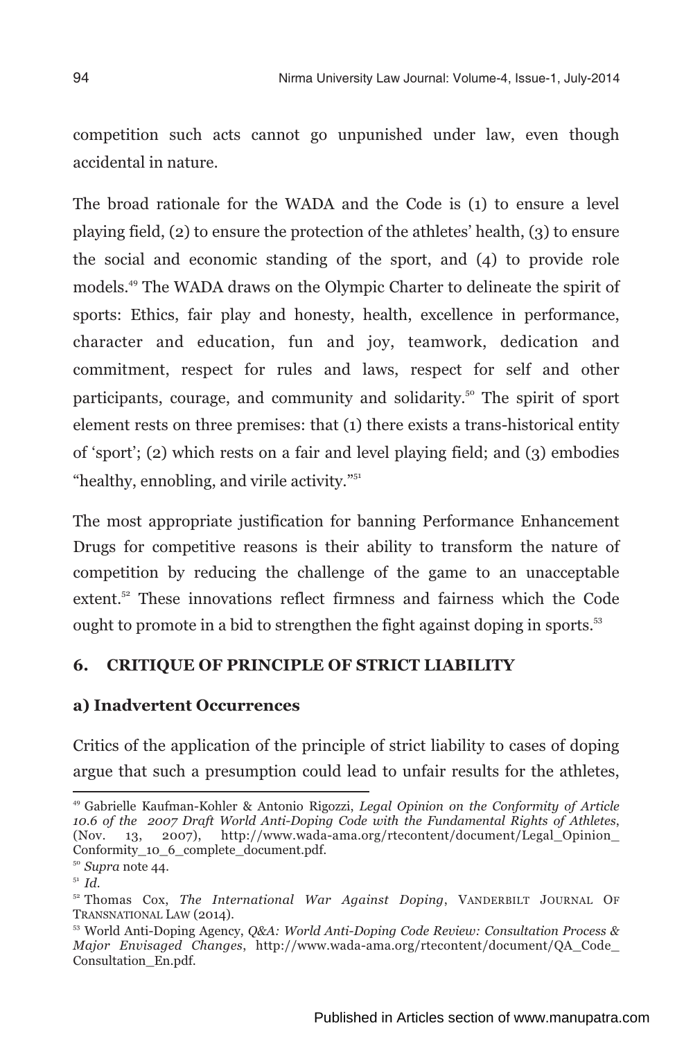competition such acts cannot go unpunished under law, even though accidental in nature.

The broad rationale for the WADA and the Code is (1) to ensure a level playing field, (2) to ensure the protection of the athletes' health, (3) to ensure the social and economic standing of the sport, and (4) to provide role models.[49] The WADA draws on the Olympic Charter to delineate the spirit of sports: Ethics, fair play and honesty, health, excellence in performance, character and education, fun and joy, teamwork, dedication and commitment, respect for rules and laws, respect for self and other participants, courage, and community and solidarity.[50] The spirit of sport element rests on three premises: that (1) there exists a trans-historical entity of 'sport'; (2) which rests on a fair and level playing field; and (3) embodies "healthy, ennobling, and virile activity."[51]

The most appropriate justification for banning Performance Enhancement Drugs for competitive reasons is their ability to transform the nature of competition by reducing the challenge of the game to an unacceptable extent.[52] These innovations reflect firmness and fairness which the Code ought to promote in a bid to strengthen the fight against doping in sports.[53]

## 6. CRITIQUE OF PRINCIPLE OF STRICT LIABILITY

### a) Inadvertent Occurrences

Critics of the application of the principle of strict liability to cases of doping argue that such a presumption could lead to unfair results for the athletes,

---

[49] Gabrielle Kaufman-Kohler & Antonio Rigozzi, *Legal Opinion on the Conformity of Article 10.6 of the 2007 Draft World Anti-Doping Code with the Fundamental Rights of Athletes*, (Nov. 13, 2007), http://www.wada-ama.org/rtecontent/document/Legal_Opinion_Conformity_10_6_complete_document.pdf.

[50] *Supra* note 44.

[51] *Id.*

[52] Thomas Cox, *The International War Against Doping*, VANDERBILT JOURNAL OF TRANSNATIONAL LAW (2014).

[53] World Anti-Doping Agency, *Q&A: World Anti-Doping Code Review: Consultation Process & Major Envisaged Changes*, http://www.wada-ama.org/rtecontent/document/QA_Code_Consultation_En.pdf.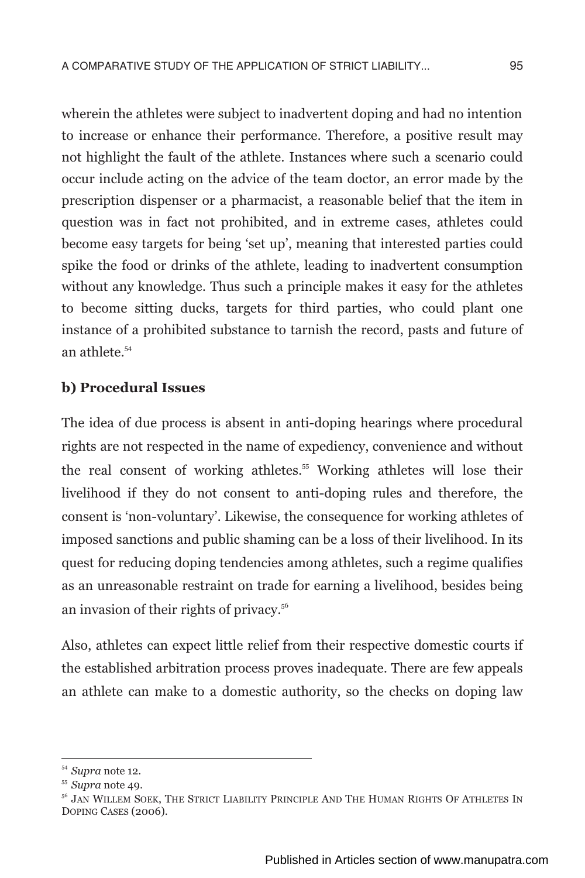wherein the athletes were subject to inadvertent doping and had no intention to increase or enhance their performance. Therefore, a positive result may not highlight the fault of the athlete. Instances where such a scenario could occur include acting on the advice of the team doctor, an error made by the prescription dispenser or a pharmacist, a reasonable belief that the item in question was in fact not prohibited, and in extreme cases, athletes could become easy targets for being 'set up', meaning that interested parties could spike the food or drinks of the athlete, leading to inadvertent consumption without any knowledge. Thus such a principle makes it easy for the athletes to become sitting ducks, targets for third parties, who could plant one instance of a prohibited substance to tarnish the record, pasts and future of an athlete.[54]

**b) Procedural Issues**

The idea of due process is absent in anti-doping hearings where procedural rights are not respected in the name of expediency, convenience and without the real consent of working athletes.[55] Working athletes will lose their livelihood if they do not consent to anti-doping rules and therefore, the consent is 'non-voluntary'. Likewise, the consequence for working athletes of imposed sanctions and public shaming can be a loss of their livelihood. In its quest for reducing doping tendencies among athletes, such a regime qualifies as an unreasonable restraint on trade for earning a livelihood, besides being an invasion of their rights of privacy.[56]

Also, athletes can expect little relief from their respective domestic courts if the established arbitration process proves inadequate. There are few appeals an athlete can make to a domestic authority, so the checks on doping law

---

[54] *Supra* note 12.

[55] *Supra* note 49.

[56] JAN WILLEM SOEK, THE STRICT LIABILITY PRINCIPLE AND THE HUMAN RIGHTS OF ATHLETES IN DOPING CASES (2006).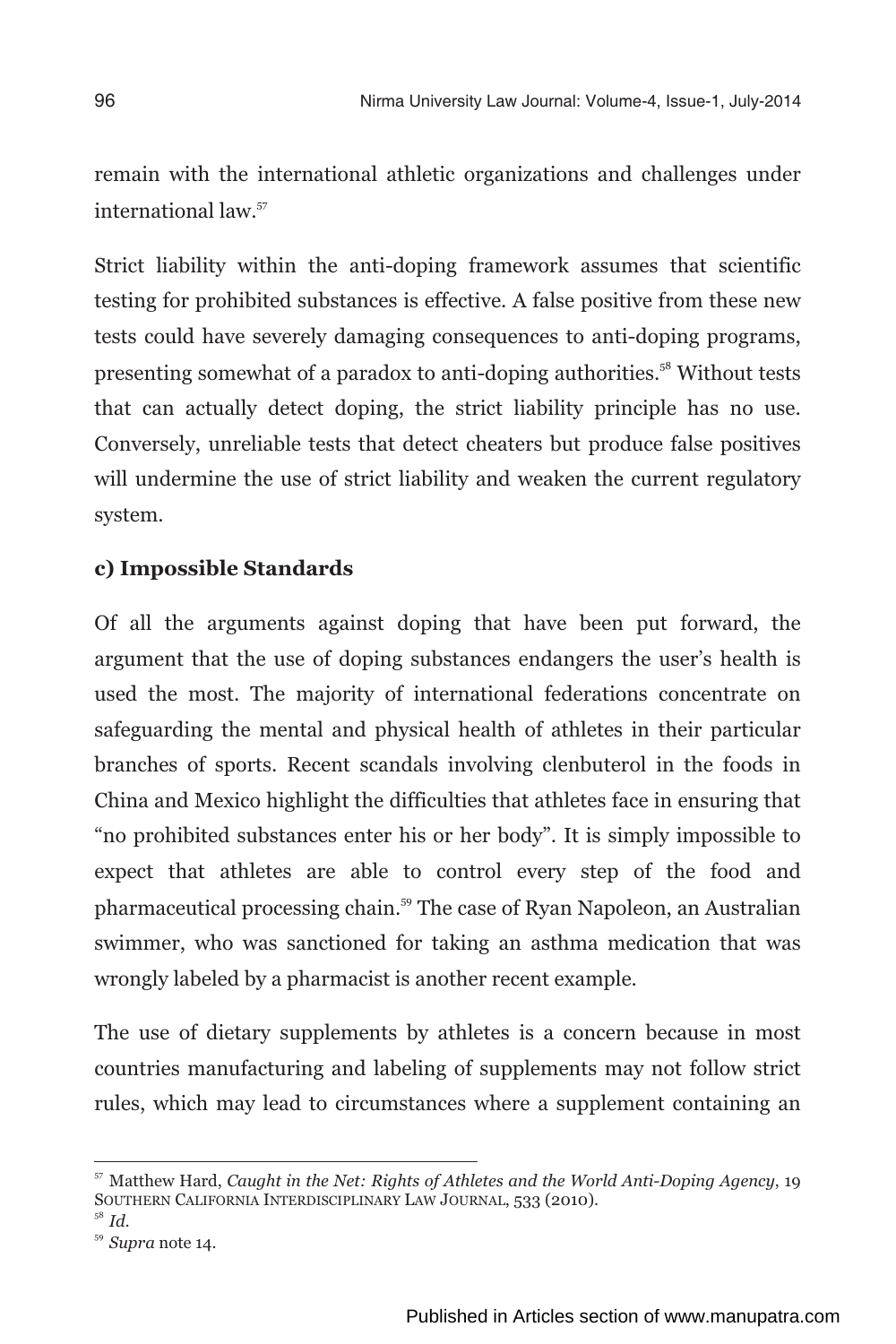remain with the international athletic organizations and challenges under international law.[57]

Strict liability within the anti-doping framework assumes that scientific testing for prohibited substances is effective. A false positive from these new tests could have severely damaging consequences to anti-doping programs, presenting somewhat of a paradox to anti-doping authorities.[58] Without tests that can actually detect doping, the strict liability principle has no use. Conversely, unreliable tests that detect cheaters but produce false positives will undermine the use of strict liability and weaken the current regulatory system.

**c) Impossible Standards**

Of all the arguments against doping that have been put forward, the argument that the use of doping substances endangers the user's health is used the most. The majority of international federations concentrate on safeguarding the mental and physical health of athletes in their particular branches of sports. Recent scandals involving clenbuterol in the foods in China and Mexico highlight the difficulties that athletes face in ensuring that "no prohibited substances enter his or her body". It is simply impossible to expect that athletes are able to control every step of the food and pharmaceutical processing chain.[59] The case of Ryan Napoleon, an Australian swimmer, who was sanctioned for taking an asthma medication that was wrongly labeled by a pharmacist is another recent example.

The use of dietary supplements by athletes is a concern because in most countries manufacturing and labeling of supplements may not follow strict rules, which may lead to circumstances where a supplement containing an

---

[57] Matthew Hard, *Caught in the Net: Rights of Athletes and the World Anti-Doping Agency*, 19 SOUTHERN CALIFORNIA INTERDISCIPLINARY LAW JOURNAL, 533 (2010).

[58] *Id.*

[59] *Supra* note 14.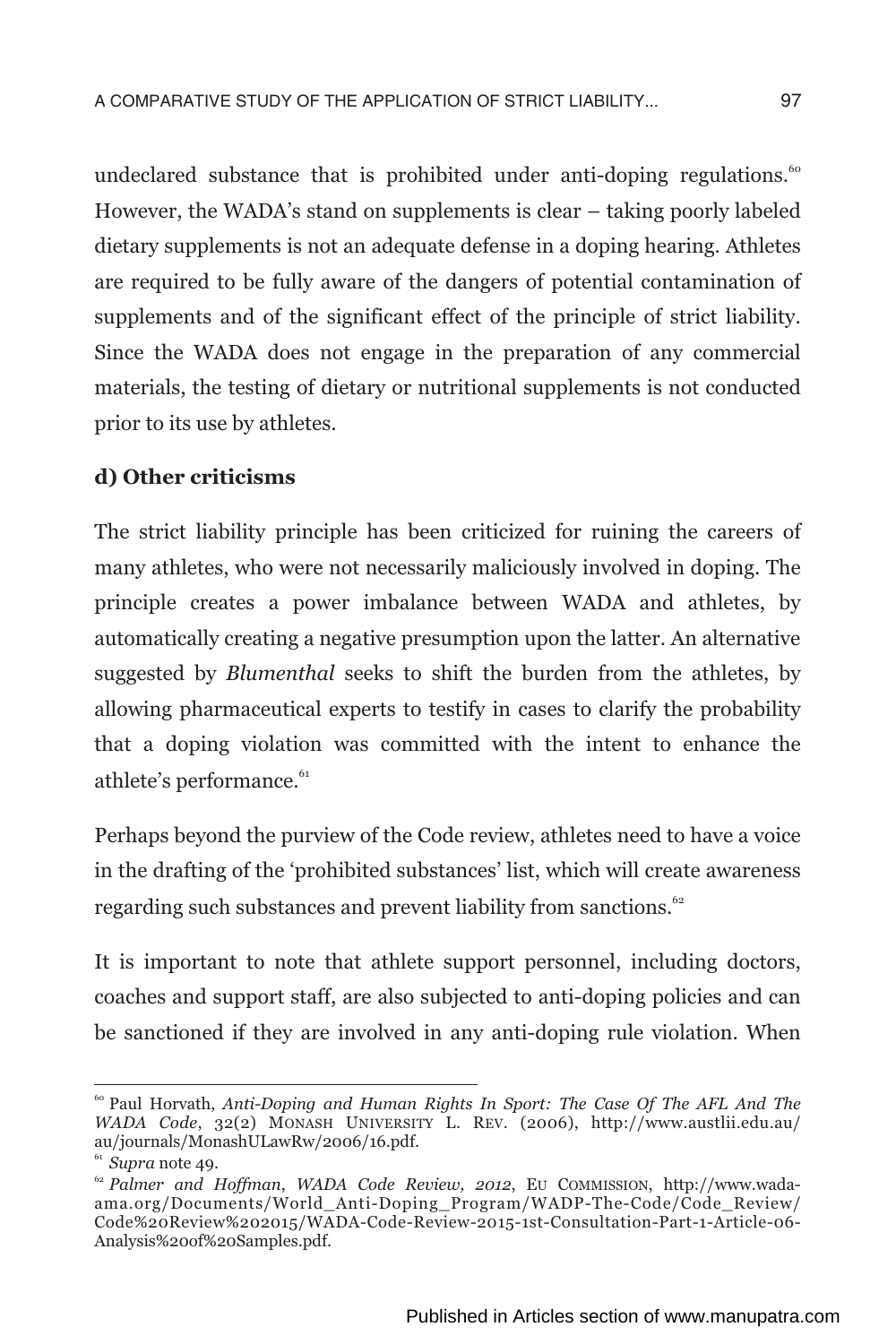undeclared substance that is prohibited under anti-doping regulations.[60] However, the WADA's stand on supplements is clear – taking poorly labeled dietary supplements is not an adequate defense in a doping hearing. Athletes are required to be fully aware of the dangers of potential contamination of supplements and of the significant effect of the principle of strict liability. Since the WADA does not engage in the preparation of any commercial materials, the testing of dietary or nutritional supplements is not conducted prior to its use by athletes.

**d) Other criticisms**

The strict liability principle has been criticized for ruining the careers of many athletes, who were not necessarily maliciously involved in doping. The principle creates a power imbalance between WADA and athletes, by automatically creating a negative presumption upon the latter. An alternative suggested by *Blumenthal* seeks to shift the burden from the athletes, by allowing pharmaceutical experts to testify in cases to clarify the probability that a doping violation was committed with the intent to enhance the athlete's performance.[61]

Perhaps beyond the purview of the Code review, athletes need to have a voice in the drafting of the 'prohibited substances' list, which will create awareness regarding such substances and prevent liability from sanctions.[62]

It is important to note that athlete support personnel, including doctors, coaches and support staff, are also subjected to anti-doping policies and can be sanctioned if they are involved in any anti-doping rule violation. When

---

[60] Paul Horvath, *Anti-Doping and Human Rights In Sport: The Case Of The AFL And The WADA Code*, 32(2) MONASH UNIVERSITY L. REV. (2006), http://www.austlii.edu.au/au/journals/MonashULawRw/2006/16.pdf.

[61] *Supra* note 49.

[62] *Palmer and Hoffman, WADA Code Review, 2012*, EU COMMISSION, http://www.wada-ama.org/Documents/World_Anti-Doping_Program/WADP-The-Code/Code_Review/Code%20Review%202015/WADA-Code-Review-2015-1st-Consultation-Part-1-Article-06-Analysis%20of%20Samples.pdf.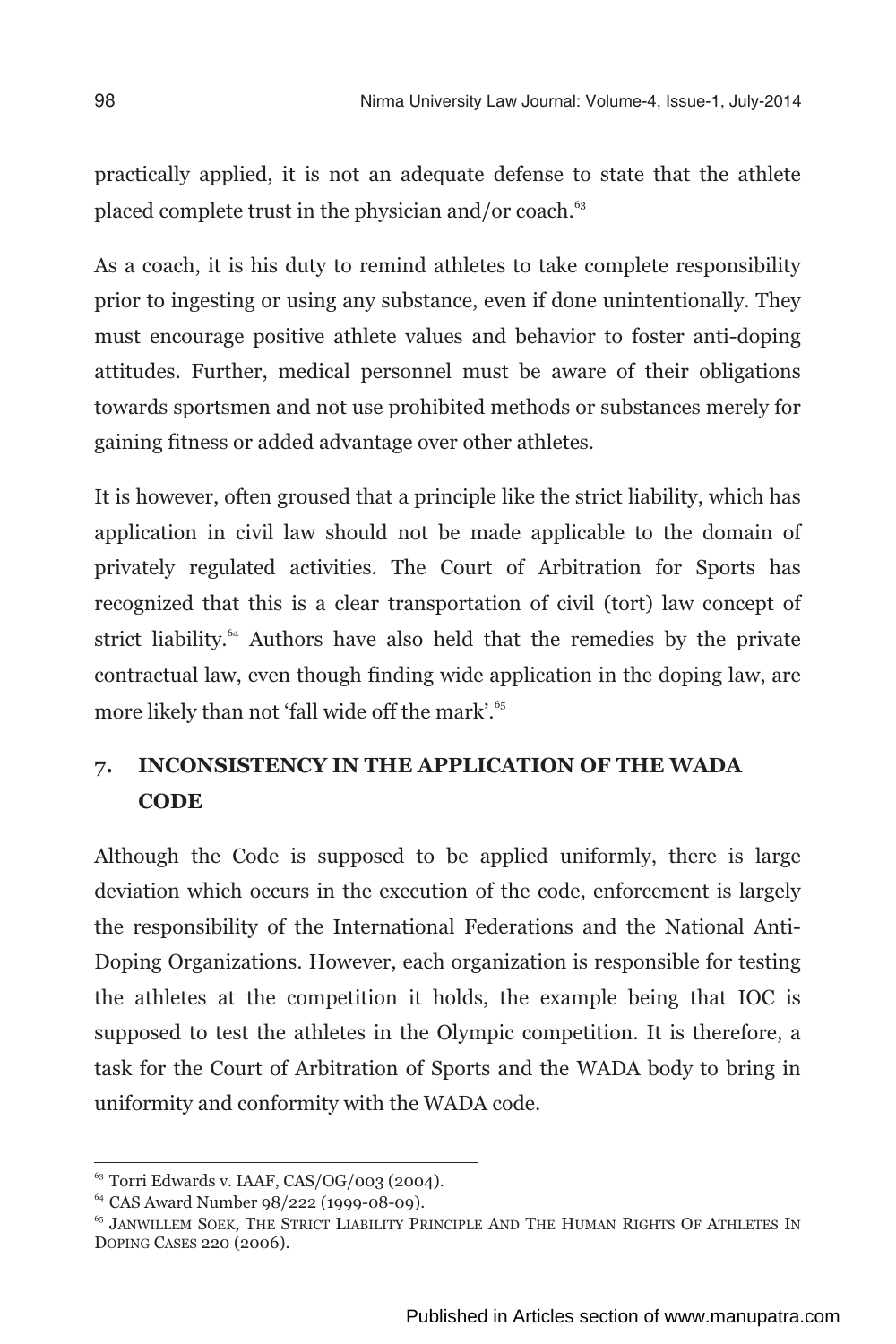practically applied, it is not an adequate defense to state that the athlete placed complete trust in the physician and/or coach.[63]

As a coach, it is his duty to remind athletes to take complete responsibility prior to ingesting or using any substance, even if done unintentionally. They must encourage positive athlete values and behavior to foster anti-doping attitudes. Further, medical personnel must be aware of their obligations towards sportsmen and not use prohibited methods or substances merely for gaining fitness or added advantage over other athletes.

It is however, often groused that a principle like the strict liability, which has application in civil law should not be made applicable to the domain of privately regulated activities. The Court of Arbitration for Sports has recognized that this is a clear transportation of civil (tort) law concept of strict liability.[64] Authors have also held that the remedies by the private contractual law, even though finding wide application in the doping law, are more likely than not 'fall wide off the mark'.[65]

## 7. INCONSISTENCY IN THE APPLICATION OF THE WADA CODE

Although the Code is supposed to be applied uniformly, there is large deviation which occurs in the execution of the code, enforcement is largely the responsibility of the International Federations and the National Anti-Doping Organizations. However, each organization is responsible for testing the athletes at the competition it holds, the example being that IOC is supposed to test the athletes in the Olympic competition. It is therefore, a task for the Court of Arbitration of Sports and the WADA body to bring in uniformity and conformity with the WADA code.

---

[63] Torri Edwards v. IAAF, CAS/OG/003 (2004).

[64] CAS Award Number 98/222 (1999-08-09).

[65] Janwillem Soek, The Strict Liability Principle And The Human Rights Of Athletes In Doping Cases 220 (2006).

Published in Articles section of www.manupatra.com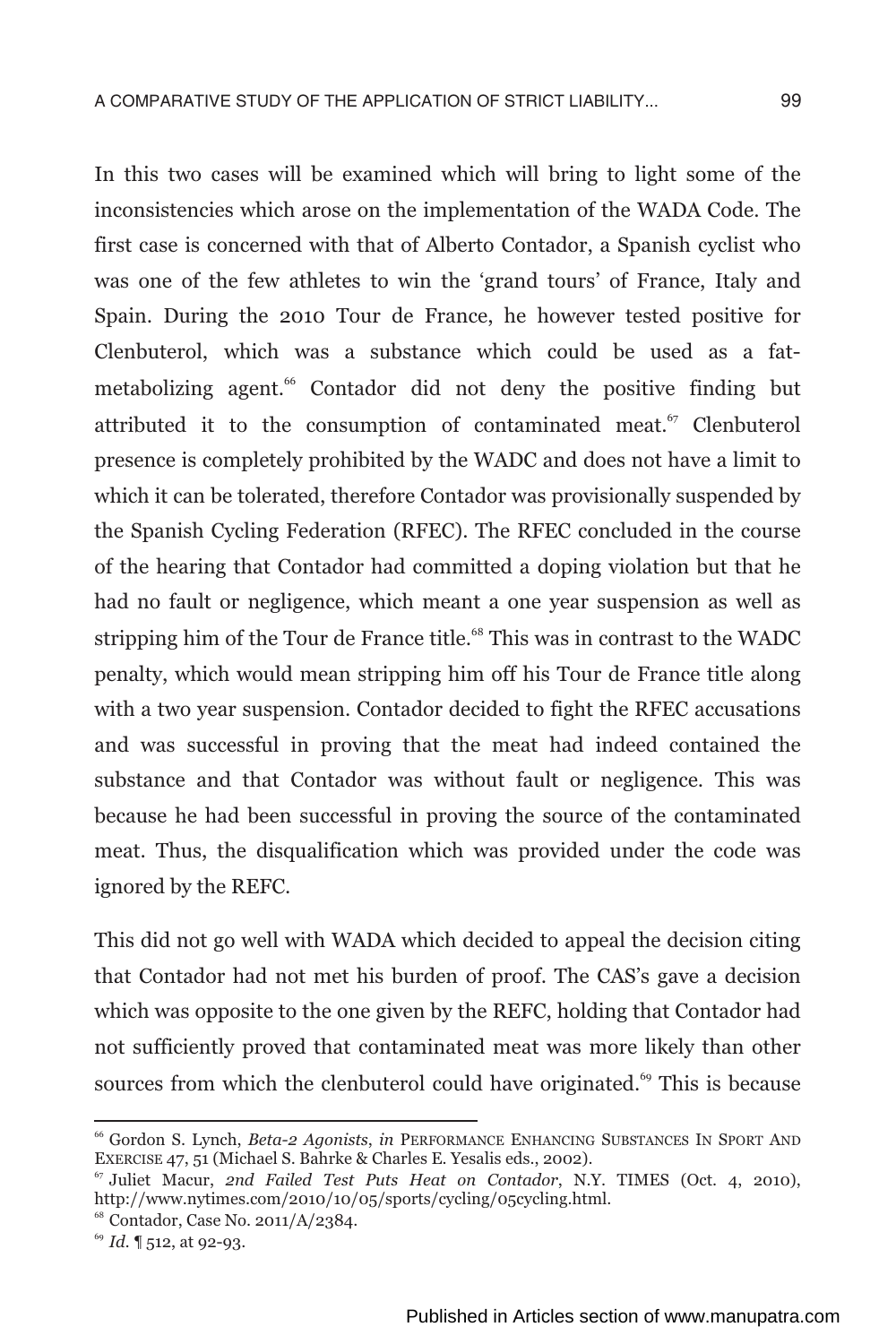In this two cases will be examined which will bring to light some of the inconsistencies which arose on the implementation of the WADA Code. The first case is concerned with that of Alberto Contador, a Spanish cyclist who was one of the few athletes to win the 'grand tours' of France, Italy and Spain. During the 2010 Tour de France, he however tested positive for Clenbuterol, which was a substance which could be used as a fat-metabolizing agent.[66] Contador did not deny the positive finding but attributed it to the consumption of contaminated meat.[67] Clenbuterol presence is completely prohibited by the WADC and does not have a limit to which it can be tolerated, therefore Contador was provisionally suspended by the Spanish Cycling Federation (RFEC). The RFEC concluded in the course of the hearing that Contador had committed a doping violation but that he had no fault or negligence, which meant a one year suspension as well as stripping him of the Tour de France title.[68] This was in contrast to the WADC penalty, which would mean stripping him off his Tour de France title along with a two year suspension. Contador decided to fight the RFEC accusations and was successful in proving that the meat had indeed contained the substance and that Contador was without fault or negligence. This was because he had been successful in proving the source of the contaminated meat. Thus, the disqualification which was provided under the code was ignored by the REFC.

This did not go well with WADA which decided to appeal the decision citing that Contador had not met his burden of proof. The CAS's gave a decision which was opposite to the one given by the REFC, holding that Contador had not sufficiently proved that contaminated meat was more likely than other sources from which the clenbuterol could have originated.[69] This is because

---

[66] Gordon S. Lynch, *Beta-2 Agonists*, *in* PERFORMANCE ENHANCING SUBSTANCES IN SPORT AND EXERCISE 47, 51 (Michael S. Bahrke & Charles E. Yesalis eds., 2002).

[67] Juliet Macur, *2nd Failed Test Puts Heat on Contador*, N.Y. TIMES (Oct. 4, 2010), http://www.nytimes.com/2010/10/05/sports/cycling/05cycling.html.

[68] Contador, Case No. 2011/A/2384.

[69] *Id.* ¶ 512, at 92-93.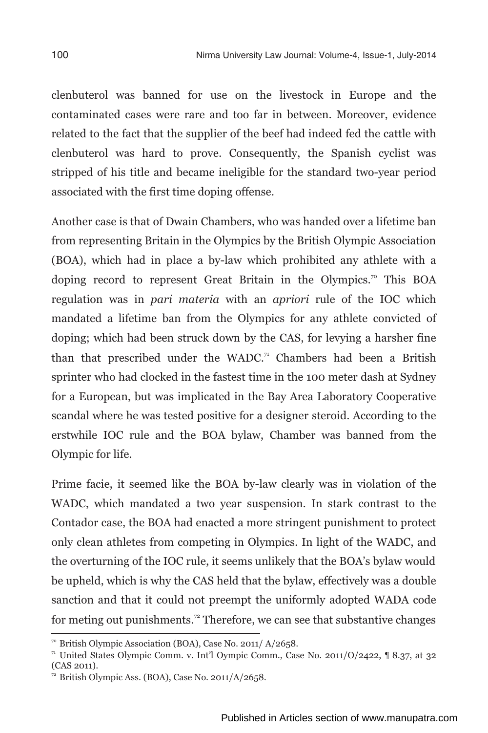clenbuterol was banned for use on the livestock in Europe and the contaminated cases were rare and too far in between. Moreover, evidence related to the fact that the supplier of the beef had indeed fed the cattle with clenbuterol was hard to prove. Consequently, the Spanish cyclist was stripped of his title and became ineligible for the standard two-year period associated with the first time doping offense.

Another case is that of Dwain Chambers, who was handed over a lifetime ban from representing Britain in the Olympics by the British Olympic Association (BOA), which had in place a by-law which prohibited any athlete with a doping record to represent Great Britain in the Olympics.[70] This BOA regulation was in *pari materia* with an *apriori* rule of the IOC which mandated a lifetime ban from the Olympics for any athlete convicted of doping; which had been struck down by the CAS, for levying a harsher fine than that prescribed under the WADC.[71] Chambers had been a British sprinter who had clocked in the fastest time in the 100 meter dash at Sydney for a European, but was implicated in the Bay Area Laboratory Cooperative scandal where he was tested positive for a designer steroid. According to the erstwhile IOC rule and the BOA bylaw, Chamber was banned from the Olympic for life.

Prime facie, it seemed like the BOA by-law clearly was in violation of the WADC, which mandated a two year suspension. In stark contrast to the Contador case, the BOA had enacted a more stringent punishment to protect only clean athletes from competing in Olympics. In light of the WADC, and the overturning of the IOC rule, it seems unlikely that the BOA's bylaw would be upheld, which is why the CAS held that the bylaw, effectively was a double sanction and that it could not preempt the uniformly adopted WADA code for meting out punishments.[72] Therefore, we can see that substantive changes

---

[70] British Olympic Association (BOA), Case No. 2011/ A/2658.

[71] United States Olympic Comm. v. Int'l Oympic Comm., Case No. 2011/O/2422, ¶ 8.37, at 32 (CAS 2011).

[72] British Olympic Ass. (BOA), Case No. 2011/A/2658.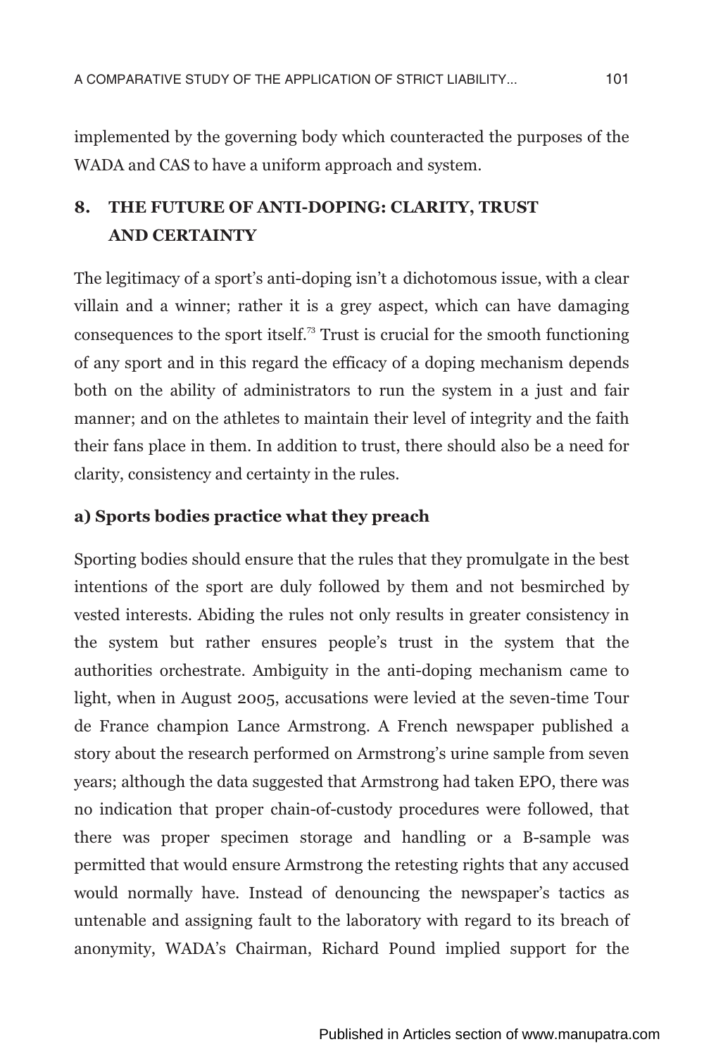implemented by the governing body which counteracted the purposes of the WADA and CAS to have a uniform approach and system.

## 8. THE FUTURE OF ANTI-DOPING: CLARITY, TRUST AND CERTAINTY

The legitimacy of a sport's anti-doping isn't a dichotomous issue, with a clear villain and a winner; rather it is a grey aspect, which can have damaging consequences to the sport itself.[73] Trust is crucial for the smooth functioning of any sport and in this regard the efficacy of a doping mechanism depends both on the ability of administrators to run the system in a just and fair manner; and on the athletes to maintain their level of integrity and the faith their fans place in them. In addition to trust, there should also be a need for clarity, consistency and certainty in the rules.

### a) Sports bodies practice what they preach

Sporting bodies should ensure that the rules that they promulgate in the best intentions of the sport are duly followed by them and not besmirched by vested interests. Abiding the rules not only results in greater consistency in the system but rather ensures people's trust in the system that the authorities orchestrate. Ambiguity in the anti-doping mechanism came to light, when in August 2005, accusations were levied at the seven-time Tour de France champion Lance Armstrong. A French newspaper published a story about the research performed on Armstrong's urine sample from seven years; although the data suggested that Armstrong had taken EPO, there was no indication that proper chain-of-custody procedures were followed, that there was proper specimen storage and handling or a B-sample was permitted that would ensure Armstrong the retesting rights that any accused would normally have. Instead of denouncing the newspaper's tactics as untenable and assigning fault to the laboratory with regard to its breach of anonymity, WADA's Chairman, Richard Pound implied support for the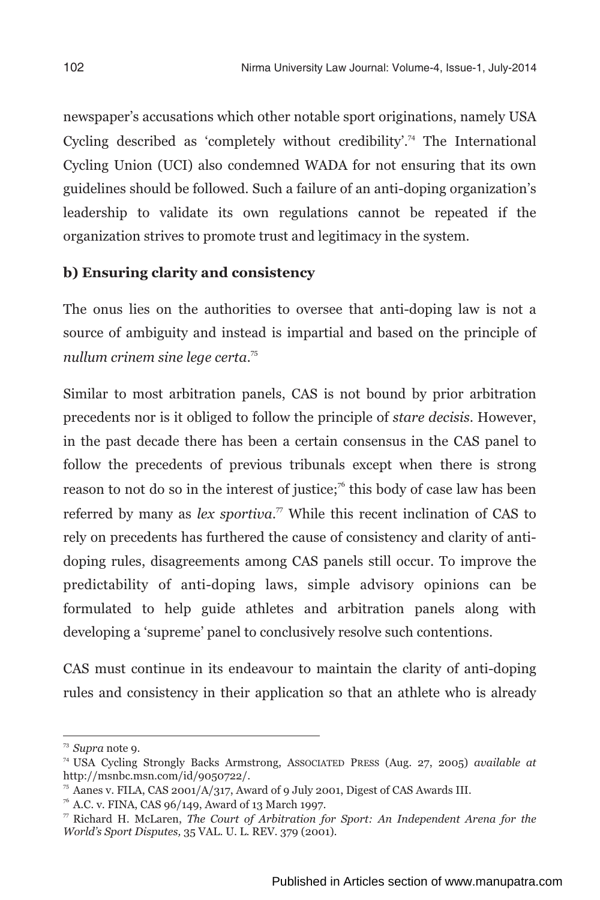newspaper's accusations which other notable sport originations, namely USA Cycling described as 'completely without credibility'.[74] The International Cycling Union (UCI) also condemned WADA for not ensuring that its own guidelines should be followed. Such a failure of an anti-doping organization's leadership to validate its own regulations cannot be repeated if the organization strives to promote trust and legitimacy in the system.

**b) Ensuring clarity and consistency**

The onus lies on the authorities to oversee that anti-doping law is not a source of ambiguity and instead is impartial and based on the principle of *nullum crinem sine lege certa*.[75]

Similar to most arbitration panels, CAS is not bound by prior arbitration precedents nor is it obliged to follow the principle of *stare decisis*. However, in the past decade there has been a certain consensus in the CAS panel to follow the precedents of previous tribunals except when there is strong reason to not do so in the interest of justice;[76] this body of case law has been referred by many as *lex sportiva*.[77] While this recent inclination of CAS to rely on precedents has furthered the cause of consistency and clarity of anti-doping rules, disagreements among CAS panels still occur. To improve the predictability of anti-doping laws, simple advisory opinions can be formulated to help guide athletes and arbitration panels along with developing a 'supreme' panel to conclusively resolve such contentions.

CAS must continue in its endeavour to maintain the clarity of anti-doping rules and consistency in their application so that an athlete who is already

---

[73] *Supra* note 9.

[74] USA Cycling Strongly Backs Armstrong, ASSOCIATED PRESS (Aug. 27, 2005) *available at* http://msnbc.msn.com/id/9050722/.

[75] Aanes v. FILA, CAS 2001/A/317, Award of 9 July 2001, Digest of CAS Awards III.

[76] A.C. v. FINA, CAS 96/149, Award of 13 March 1997.

[77] Richard H. McLaren, *The Court of Arbitration for Sport: An Independent Arena for the World's Sport Disputes,* 35 VAL. U. L. REV. 379 (2001).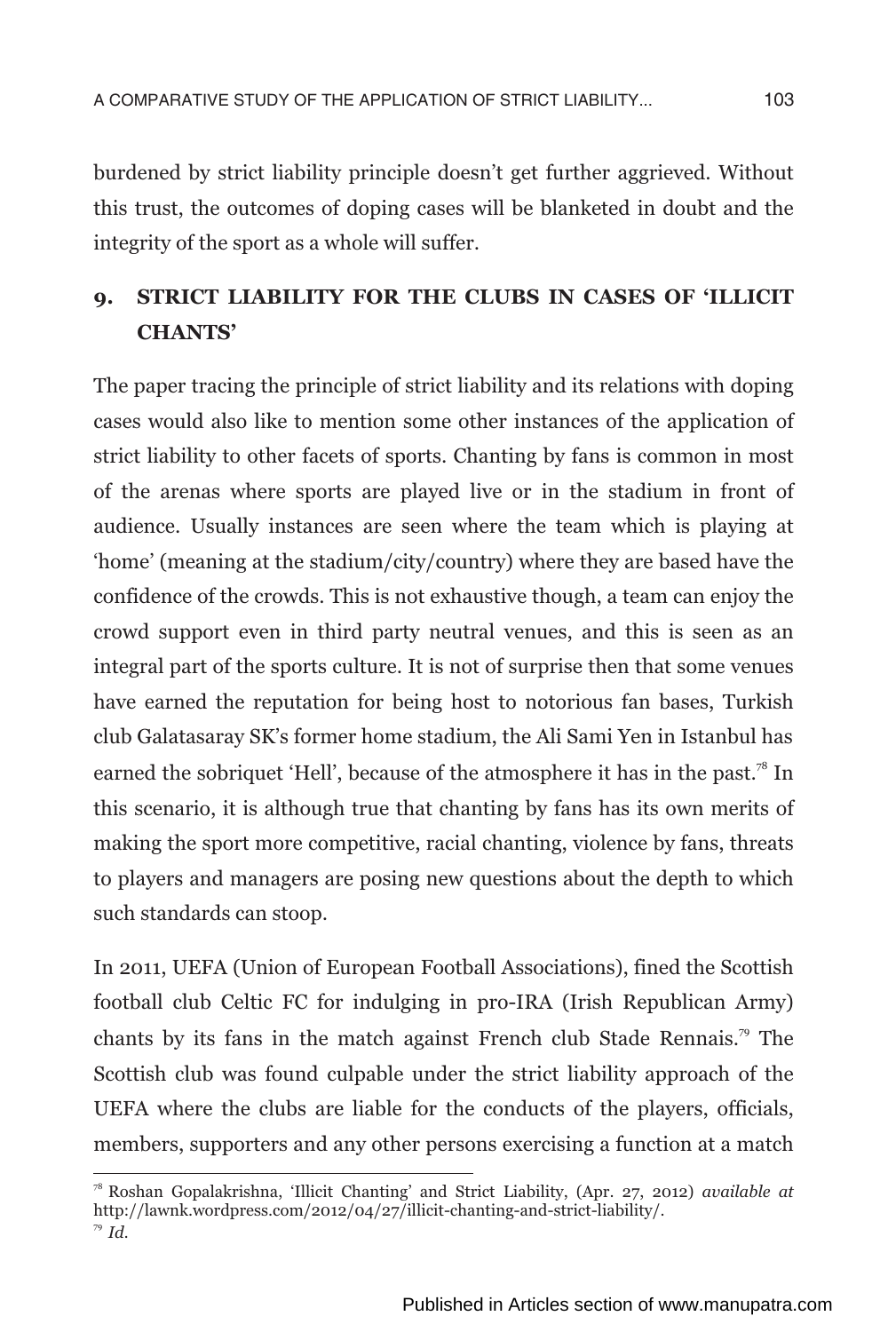burdened by strict liability principle doesn't get further aggrieved. Without this trust, the outcomes of doping cases will be blanketed in doubt and the integrity of the sport as a whole will suffer.

## 9. STRICT LIABILITY FOR THE CLUBS IN CASES OF 'ILLICIT CHANTS'

The paper tracing the principle of strict liability and its relations with doping cases would also like to mention some other instances of the application of strict liability to other facets of sports. Chanting by fans is common in most of the arenas where sports are played live or in the stadium in front of audience. Usually instances are seen where the team which is playing at 'home' (meaning at the stadium/city/country) where they are based have the confidence of the crowds. This is not exhaustive though, a team can enjoy the crowd support even in third party neutral venues, and this is seen as an integral part of the sports culture. It is not of surprise then that some venues have earned the reputation for being host to notorious fan bases, Turkish club Galatasaray SK's former home stadium, the Ali Sami Yen in Istanbul has earned the sobriquet 'Hell', because of the atmosphere it has in the past.[78] In this scenario, it is although true that chanting by fans has its own merits of making the sport more competitive, racial chanting, violence by fans, threats to players and managers are posing new questions about the depth to which such standards can stoop.

In 2011, UEFA (Union of European Football Associations), fined the Scottish football club Celtic FC for indulging in pro-IRA (Irish Republican Army) chants by its fans in the match against French club Stade Rennais.[79] The Scottish club was found culpable under the strict liability approach of the UEFA where the clubs are liable for the conducts of the players, officials, members, supporters and any other persons exercising a function at a match

---

[78] Roshan Gopalakrishna, 'Illicit Chanting' and Strict Liability, (Apr. 27, 2012) *available at* http://lawnk.wordpress.com/2012/04/27/illicit-chanting-and-strict-liability/.

[79] *Id.*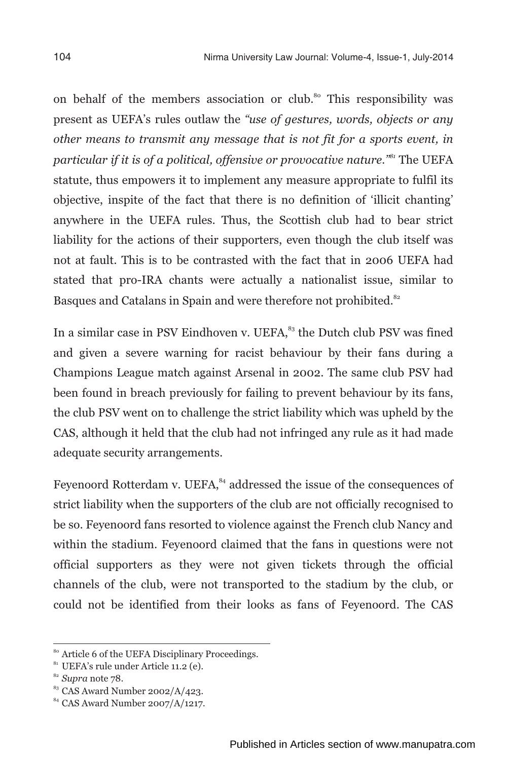on behalf of the members association or club.[80] This responsibility was present as UEFA's rules outlaw the *"use of gestures, words, objects or any other means to transmit any message that is not fit for a sports event, in particular if it is of a political, offensive or provocative nature."*[81] The UEFA statute, thus empowers it to implement any measure appropriate to fulfil its objective, inspite of the fact that there is no definition of 'illicit chanting' anywhere in the UEFA rules. Thus, the Scottish club had to bear strict liability for the actions of their supporters, even though the club itself was not at fault. This is to be contrasted with the fact that in 2006 UEFA had stated that pro-IRA chants were actually a nationalist issue, similar to Basques and Catalans in Spain and were therefore not prohibited.[82]

In a similar case in PSV Eindhoven v. UEFA,[83] the Dutch club PSV was fined and given a severe warning for racist behaviour by their fans during a Champions League match against Arsenal in 2002. The same club PSV had been found in breach previously for failing to prevent behaviour by its fans, the club PSV went on to challenge the strict liability which was upheld by the CAS, although it held that the club had not infringed any rule as it had made adequate security arrangements.

Feyenoord Rotterdam v. UEFA,[84] addressed the issue of the consequences of strict liability when the supporters of the club are not officially recognised to be so. Feyenoord fans resorted to violence against the French club Nancy and within the stadium. Feyenoord claimed that the fans in questions were not official supporters as they were not given tickets through the official channels of the club, were not transported to the stadium by the club, or could not be identified from their looks as fans of Feyenoord. The CAS

---

[80] Article 6 of the UEFA Disciplinary Proceedings.

[81] UEFA's rule under Article 11.2 (e).

[82] *Supra* note 78.

[83] CAS Award Number 2002/A/423.

[84] CAS Award Number 2007/A/1217.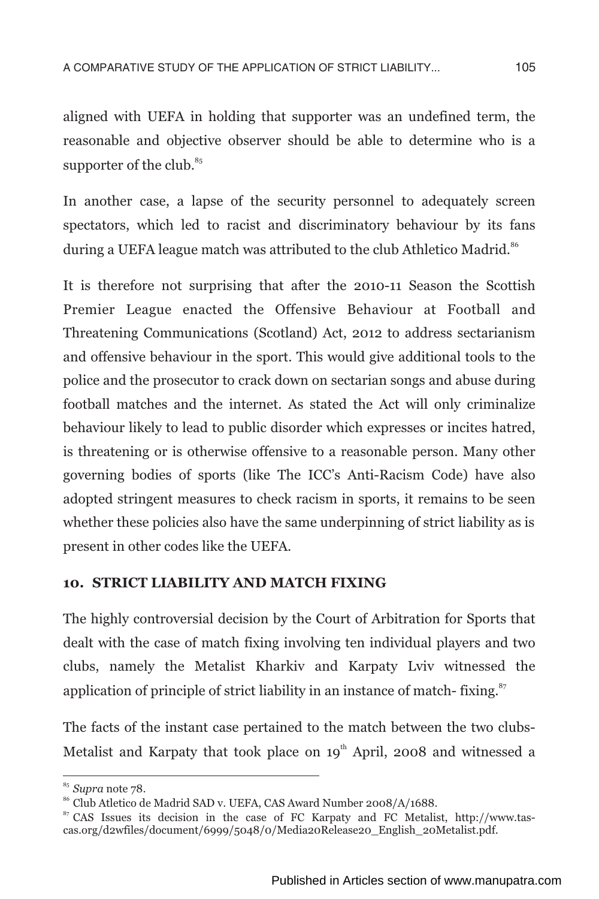aligned with UEFA in holding that supporter was an undefined term, the reasonable and objective observer should be able to determine who is a supporter of the club.[85]

In another case, a lapse of the security personnel to adequately screen spectators, which led to racist and discriminatory behaviour by its fans during a UEFA league match was attributed to the club Athletico Madrid.[86]

It is therefore not surprising that after the 2010-11 Season the Scottish Premier League enacted the Offensive Behaviour at Football and Threatening Communications (Scotland) Act, 2012 to address sectarianism and offensive behaviour in the sport. This would give additional tools to the police and the prosecutor to crack down on sectarian songs and abuse during football matches and the internet. As stated the Act will only criminalize behaviour likely to lead to public disorder which expresses or incites hatred, is threatening or is otherwise offensive to a reasonable person. Many other governing bodies of sports (like The ICC's Anti-Racism Code) have also adopted stringent measures to check racism in sports, it remains to be seen whether these policies also have the same underpinning of strict liability as is present in other codes like the UEFA.

## 10. STRICT LIABILITY AND MATCH FIXING

The highly controversial decision by the Court of Arbitration for Sports that dealt with the case of match fixing involving ten individual players and two clubs, namely the Metalist Kharkiv and Karpaty Lviv witnessed the application of principle of strict liability in an instance of match- fixing.[87]

The facts of the instant case pertained to the match between the two clubs- Metalist and Karpaty that took place on 19th April, 2008 and witnessed a

---

[85] *Supra* note 78.

[86] Club Atletico de Madrid SAD v. UEFA, CAS Award Number 2008/A/1688.

[87] CAS Issues its decision in the case of FC Karpaty and FC Metalist, http://www.tas-cas.org/d2wfiles/document/6999/5048/0/Media20Release20_English_20Metalist.pdf.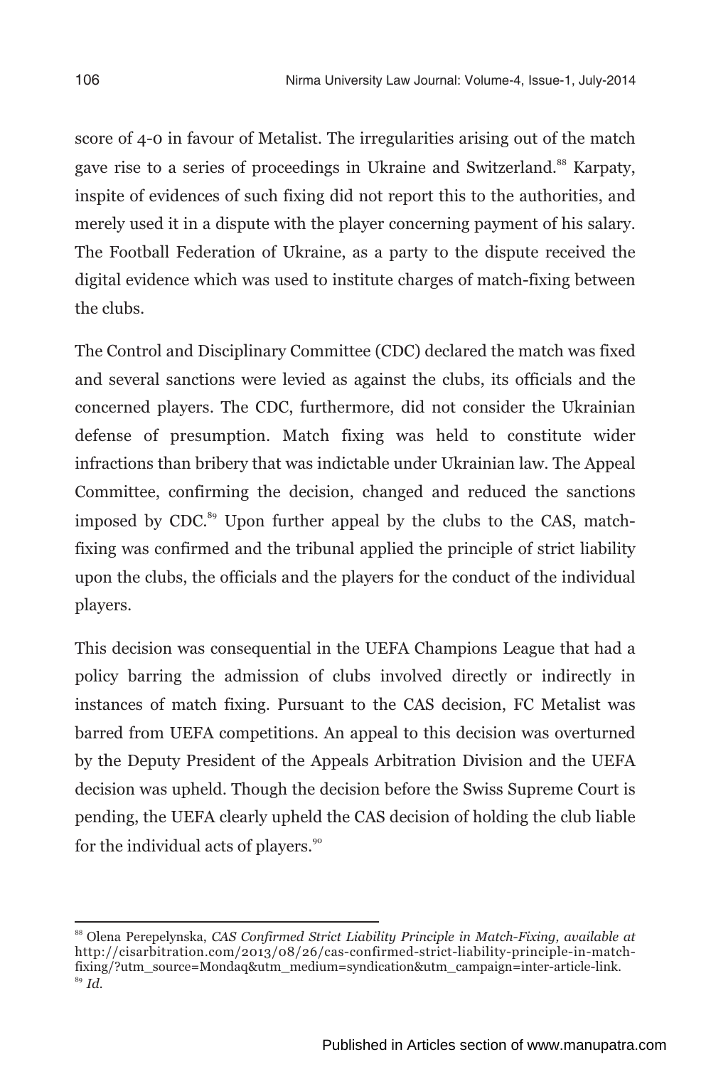score of 4-0 in favour of Metalist. The irregularities arising out of the match gave rise to a series of proceedings in Ukraine and Switzerland.[88] Karpaty, inspite of evidences of such fixing did not report this to the authorities, and merely used it in a dispute with the player concerning payment of his salary. The Football Federation of Ukraine, as a party to the dispute received the digital evidence which was used to institute charges of match-fixing between the clubs.

The Control and Disciplinary Committee (CDC) declared the match was fixed and several sanctions were levied as against the clubs, its officials and the concerned players. The CDC, furthermore, did not consider the Ukrainian defense of presumption. Match fixing was held to constitute wider infractions than bribery that was indictable under Ukrainian law. The Appeal Committee, confirming the decision, changed and reduced the sanctions imposed by CDC.[89] Upon further appeal by the clubs to the CAS, match-fixing was confirmed and the tribunal applied the principle of strict liability upon the clubs, the officials and the players for the conduct of the individual players.

This decision was consequential in the UEFA Champions League that had a policy barring the admission of clubs involved directly or indirectly in instances of match fixing. Pursuant to the CAS decision, FC Metalist was barred from UEFA competitions. An appeal to this decision was overturned by the Deputy President of the Appeals Arbitration Division and the UEFA decision was upheld. Though the decision before the Swiss Supreme Court is pending, the UEFA clearly upheld the CAS decision of holding the club liable for the individual acts of players.[90]

---

[88] Olena Perepelynska, *CAS Confirmed Strict Liability Principle in Match-Fixing, available at* http://cisarbitration.com/2013/08/26/cas-confirmed-strict-liability-principle-in-match-fixing/?utm_source=Mondaq&utm_medium=syndication&utm_campaign=inter-article-link.

[89] *Id.*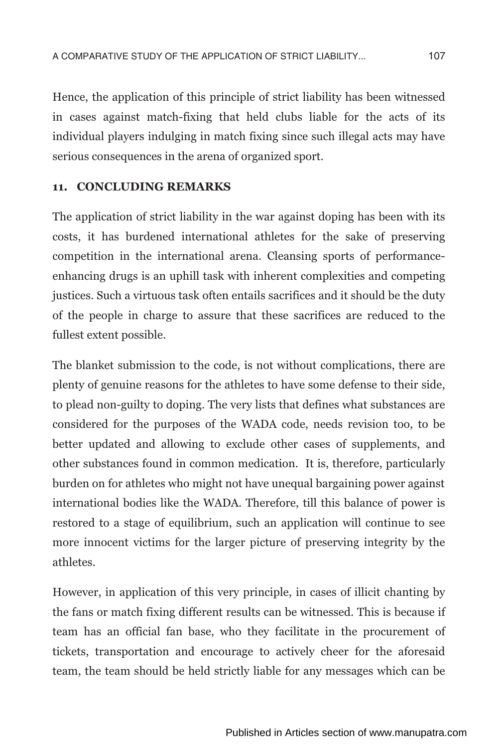Hence, the application of this principle of strict liability has been witnessed in cases against match-fixing that held clubs liable for the acts of its individual players indulging in match fixing since such illegal acts may have serious consequences in the arena of organized sport.

## 11. CONCLUDING REMARKS

The application of strict liability in the war against doping has been with its costs, it has burdened international athletes for the sake of preserving competition in the international arena. Cleansing sports of performance-enhancing drugs is an uphill task with inherent complexities and competing justices. Such a virtuous task often entails sacrifices and it should be the duty of the people in charge to assure that these sacrifices are reduced to the fullest extent possible.

The blanket submission to the code, is not without complications, there are plenty of genuine reasons for the athletes to have some defense to their side, to plead non-guilty to doping. The very lists that defines what substances are considered for the purposes of the WADA code, needs revision too, to be better updated and allowing to exclude other cases of supplements, and other substances found in common medication. It is, therefore, particularly burden on for athletes who might not have unequal bargaining power against international bodies like the WADA. Therefore, till this balance of power is restored to a stage of equilibrium, such an application will continue to see more innocent victims for the larger picture of preserving integrity by the athletes.

However, in application of this very principle, in cases of illicit chanting by the fans or match fixing different results can be witnessed. This is because if team has an official fan base, who they facilitate in the procurement of tickets, transportation and encourage to actively cheer for the aforesaid team, the team should be held strictly liable for any messages which can be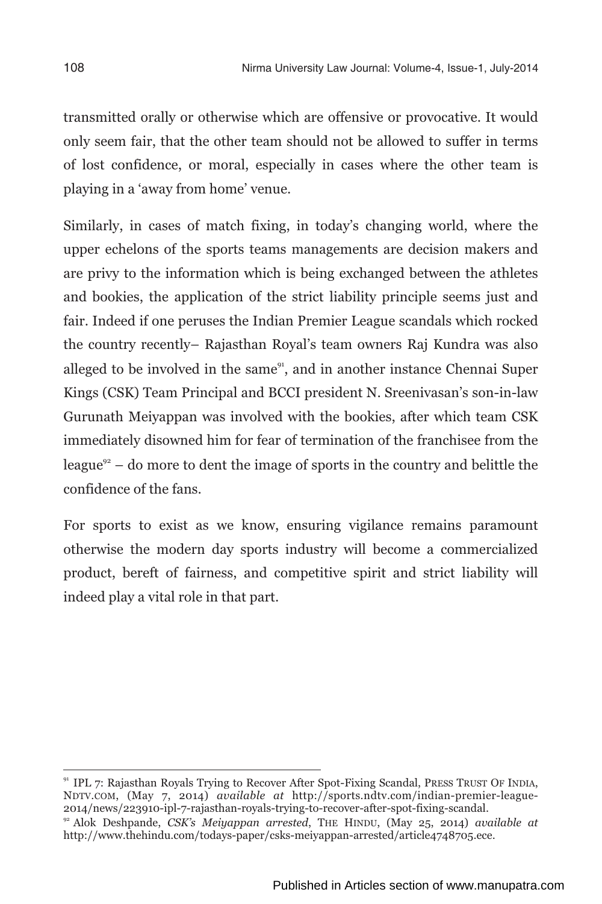transmitted orally or otherwise which are offensive or provocative. It would only seem fair, that the other team should not be allowed to suffer in terms of lost confidence, or moral, especially in cases where the other team is playing in a 'away from home' venue.

Similarly, in cases of match fixing, in today's changing world, where the upper echelons of the sports teams managements are decision makers and are privy to the information which is being exchanged between the athletes and bookies, the application of the strict liability principle seems just and fair. Indeed if one peruses the Indian Premier League scandals which rocked the country recently– Rajasthan Royal's team owners Raj Kundra was also alleged to be involved in the same[91], and in another instance Chennai Super Kings (CSK) Team Principal and BCCI president N. Sreenivasan's son-in-law Gurunath Meiyappan was involved with the bookies, after which team CSK immediately disowned him for fear of termination of the franchisee from the league[92] – do more to dent the image of sports in the country and belittle the confidence of the fans.

For sports to exist as we know, ensuring vigilance remains paramount otherwise the modern day sports industry will become a commercialized product, bereft of fairness, and competitive spirit and strict liability will indeed play a vital role in that part.

---

[91] IPL 7: Rajasthan Royals Trying to Recover After Spot-Fixing Scandal, PRESS TRUST OF INDIA, NDTV.COM, (May 7, 2014) *available at* http://sports.ndtv.com/indian-premier-league-2014/news/223910-ipl-7-rajasthan-royals-trying-to-recover-after-spot-fixing-scandal.

[92] Alok Deshpande, ***CSK's Meiyappan arrested***, THE HINDU, (May 25, 2014) *available at* http://www.thehindu.com/todays-paper/csks-meiyappan-arrested/article4748705.ece.

Published in Articles section of www.manupatra.com